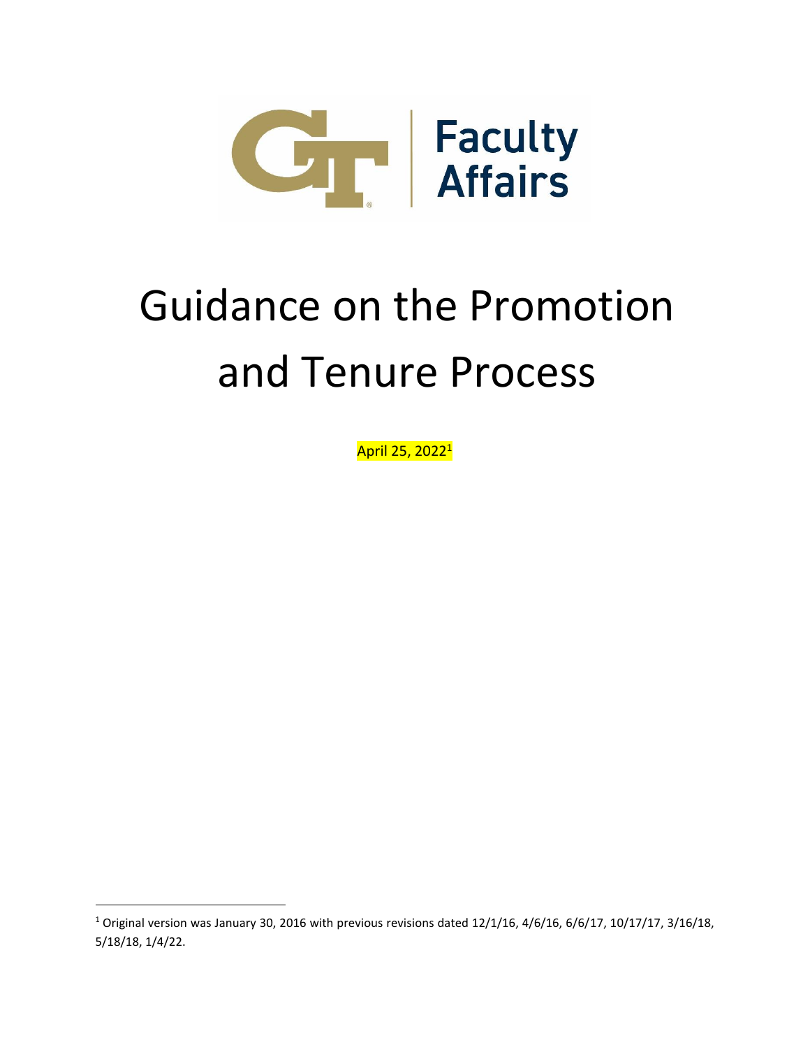Faculty Affairs

# Guidance on the Promotion and Tenure Process

April 25, 2022[1]

[1] Original version was January 30, 2016 with previous revisions dated 12/1/16, 4/6/16, 6/6/17, 10/17/17, 3/16/18, 5/18/18, 1/4/22.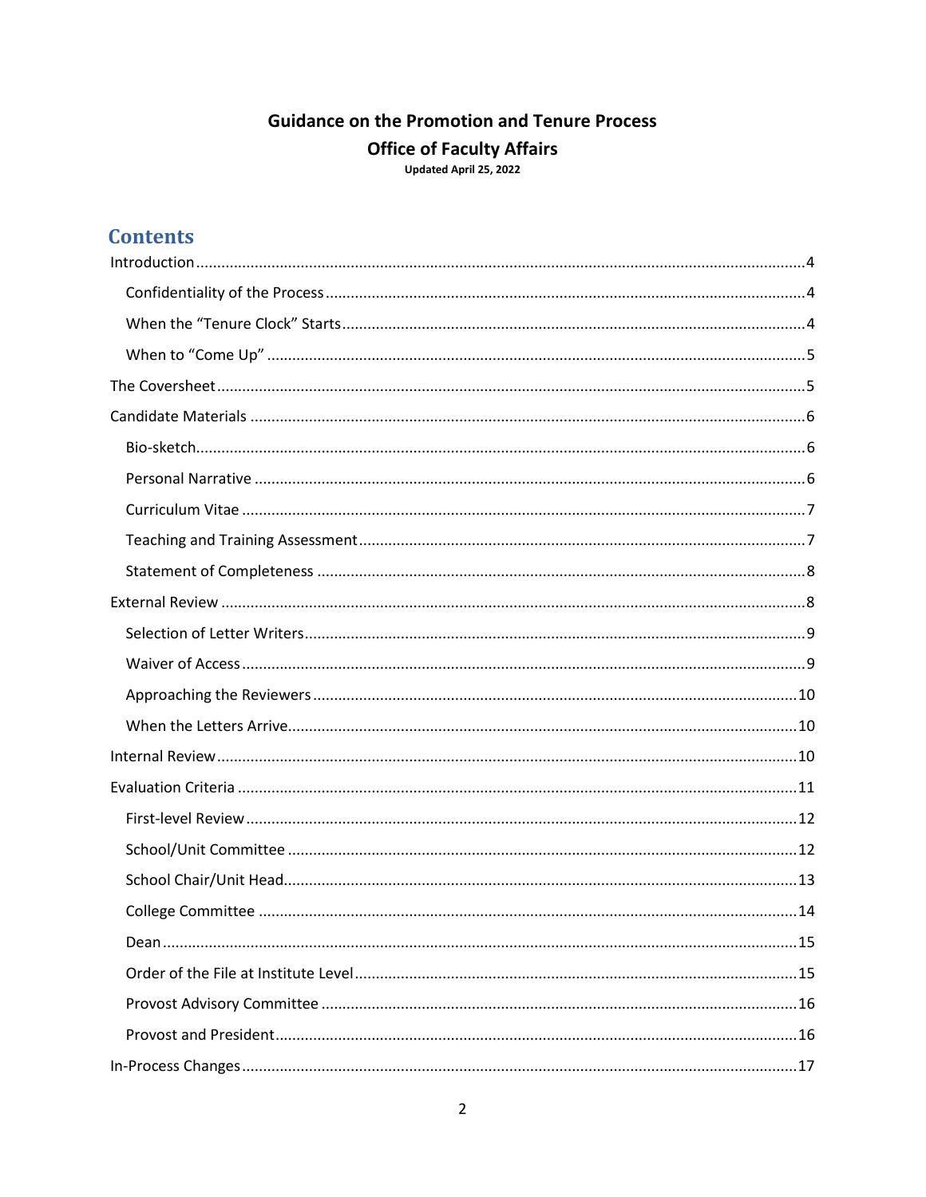# Guidance on the Promotion and Tenure Process

## Office of Faculty Affairs

**Updated April 25, 2022**

## Contents

Introduction ........ 4
- Confidentiality of the Process ........ 4
- When the "Tenure Clock" Starts ........ 4
- When to "Come Up" ........ 5

The Coversheet ........ 5

Candidate Materials ........ 6
- Bio-sketch ........ 6
- Personal Narrative ........ 6
- Curriculum Vitae ........ 7
- Teaching and Training Assessment ........ 7
- Statement of Completeness ........ 8

External Review ........ 8
- Selection of Letter Writers ........ 9
- Waiver of Access ........ 9
- Approaching the Reviewers ........ 10
- When the Letters Arrive ........ 10

Internal Review ........ 10

Evaluation Criteria ........ 11
- First-level Review ........ 12
- School/Unit Committee ........ 12
- School Chair/Unit Head ........ 13
- College Committee ........ 14
- Dean ........ 15
- Order of the File at Institute Level ........ 15
- Provost Advisory Committee ........ 16
- Provost and President ........ 16

In-Process Changes ........ 17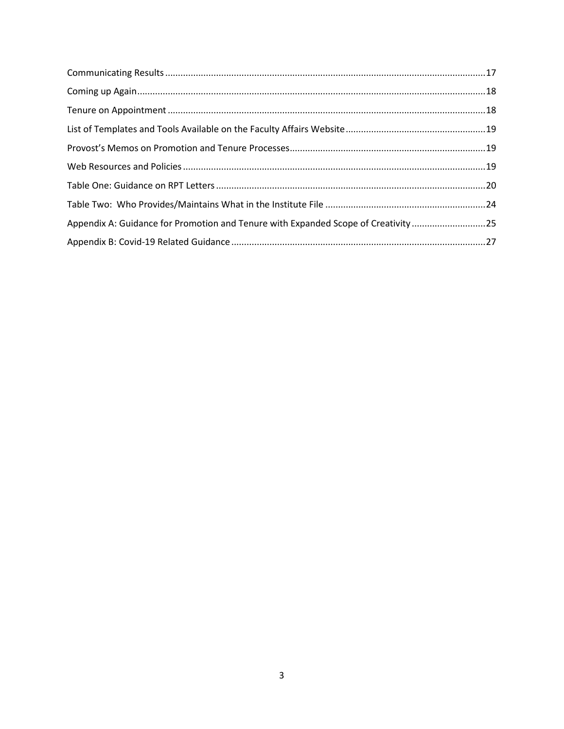Communicating Results ....................................................................................................17

Coming up Again ...........................................................................................................18

Tenure on Appointment ..................................................................................................18

List of Templates and Tools Available on the Faculty Affairs Website ...........................19

Provost's Memos on Promotion and Tenure Processes ..................................................19

Web Resources and Policies ..........................................................................................19

Table One: Guidance on RPT Letters .............................................................................20

Table Two: Who Provides/Maintains What in the Institute File ......................................24

Appendix A: Guidance for Promotion and Tenure with Expanded Scope of Creativity ...25

Appendix B: Covid-19 Related Guidance .......................................................................27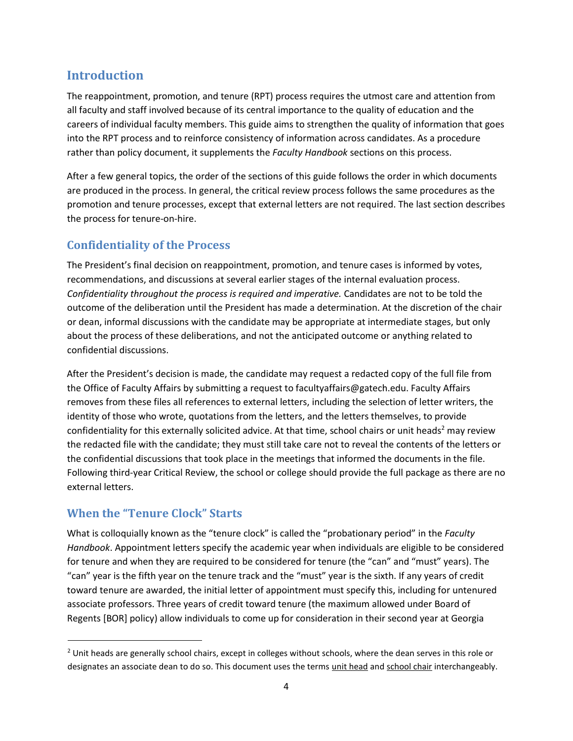## Introduction

The reappointment, promotion, and tenure (RPT) process requires the utmost care and attention from all faculty and staff involved because of its central importance to the quality of education and the careers of individual faculty members. This guide aims to strengthen the quality of information that goes into the RPT process and to reinforce consistency of information across candidates. As a procedure rather than policy document, it supplements the *Faculty Handbook* sections on this process.

After a few general topics, the order of the sections of this guide follows the order in which documents are produced in the process. In general, the critical review process follows the same procedures as the promotion and tenure processes, except that external letters are not required. The last section describes the process for tenure-on-hire.

## Confidentiality of the Process

The President's final decision on reappointment, promotion, and tenure cases is informed by votes, recommendations, and discussions at several earlier stages of the internal evaluation process. *Confidentiality throughout the process is required and imperative.* Candidates are not to be told the outcome of the deliberation until the President has made a determination. At the discretion of the chair or dean, informal discussions with the candidate may be appropriate at intermediate stages, but only about the process of these deliberations, and not the anticipated outcome or anything related to confidential discussions.

After the President's decision is made, the candidate may request a redacted copy of the full file from the Office of Faculty Affairs by submitting a request to facultyaffairs@gatech.edu. Faculty Affairs removes from these files all references to external letters, including the selection of letter writers, the identity of those who wrote, quotations from the letters, and the letters themselves, to provide confidentiality for this externally solicited advice. At that time, school chairs or unit heads[2] may review the redacted file with the candidate; they must still take care not to reveal the contents of the letters or the confidential discussions that took place in the meetings that informed the documents in the file. Following third-year Critical Review, the school or college should provide the full package as there are no external letters.

## When the "Tenure Clock" Starts

What is colloquially known as the "tenure clock" is called the "probationary period" in the *Faculty Handbook*. Appointment letters specify the academic year when individuals are eligible to be considered for tenure and when they are required to be considered for tenure (the "can" and "must" years). The "can" year is the fifth year on the tenure track and the "must" year is the sixth. If any years of credit toward tenure are awarded, the initial letter of appointment must specify this, including for untenured associate professors. Three years of credit toward tenure (the maximum allowed under Board of Regents [BOR] policy) allow individuals to come up for consideration in their second year at Georgia

[2] Unit heads are generally school chairs, except in colleges without schools, where the dean serves in this role or designates an associate dean to do so. This document uses the terms unit head and school chair interchangeably.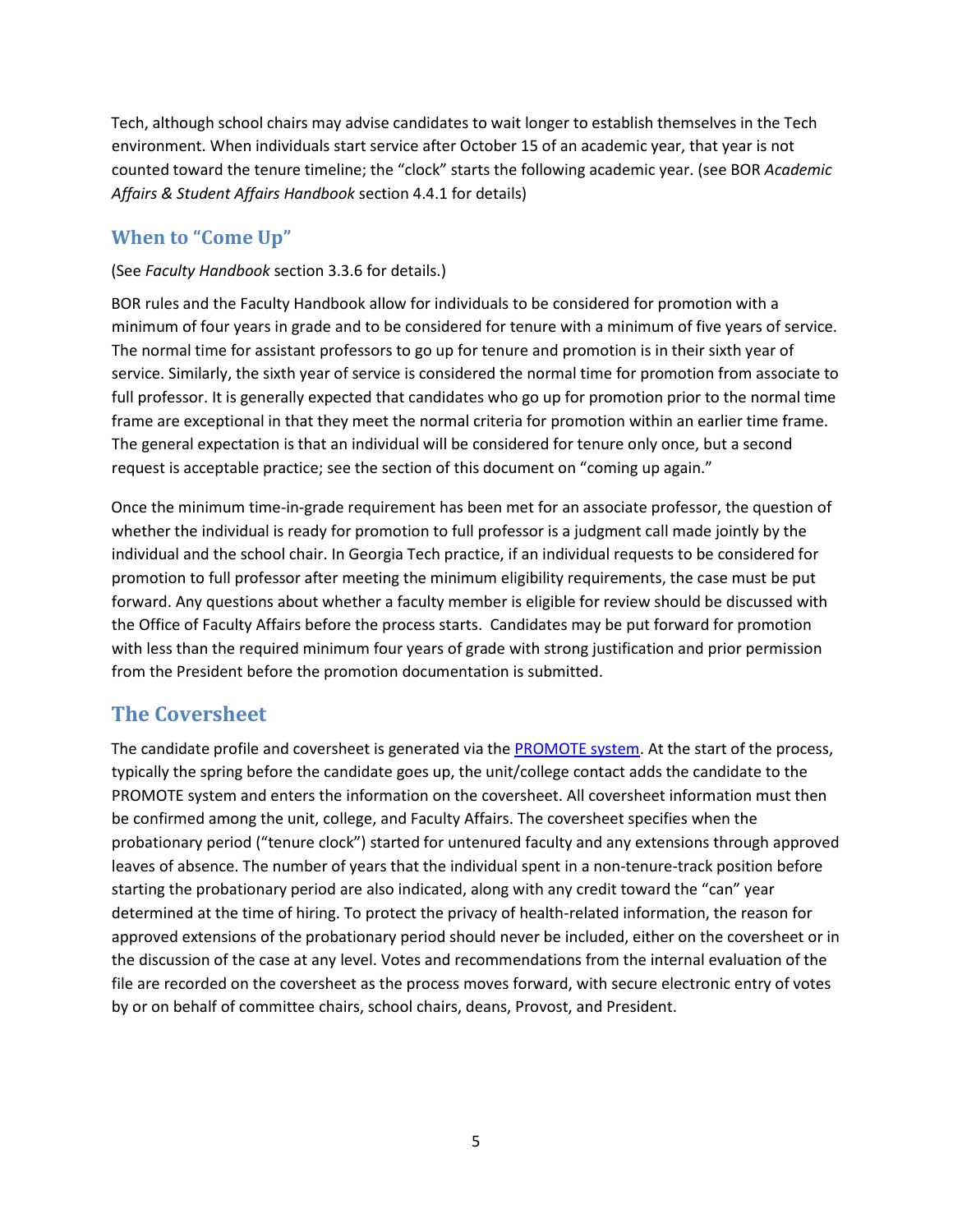Tech, although school chairs may advise candidates to wait longer to establish themselves in the Tech environment. When individuals start service after October 15 of an academic year, that year is not counted toward the tenure timeline; the "clock" starts the following academic year. (see BOR *Academic Affairs & Student Affairs Handbook* section 4.4.1 for details)

## When to "Come Up"

(See *Faculty Handbook* section 3.3.6 for details.)

BOR rules and the Faculty Handbook allow for individuals to be considered for promotion with a minimum of four years in grade and to be considered for tenure with a minimum of five years of service. The normal time for assistant professors to go up for tenure and promotion is in their sixth year of service. Similarly, the sixth year of service is considered the normal time for promotion from associate to full professor. It is generally expected that candidates who go up for promotion prior to the normal time frame are exceptional in that they meet the normal criteria for promotion within an earlier time frame. The general expectation is that an individual will be considered for tenure only once, but a second request is acceptable practice; see the section of this document on "coming up again."

Once the minimum time-in-grade requirement has been met for an associate professor, the question of whether the individual is ready for promotion to full professor is a judgment call made jointly by the individual and the school chair. In Georgia Tech practice, if an individual requests to be considered for promotion to full professor after meeting the minimum eligibility requirements, the case must be put forward. Any questions about whether a faculty member is eligible for review should be discussed with the Office of Faculty Affairs before the process starts. Candidates may be put forward for promotion with less than the required minimum four years of grade with strong justification and prior permission from the President before the promotion documentation is submitted.

## The Coversheet

The candidate profile and coversheet is generated via the PROMOTE system. At the start of the process, typically the spring before the candidate goes up, the unit/college contact adds the candidate to the PROMOTE system and enters the information on the coversheet. All coversheet information must then be confirmed among the unit, college, and Faculty Affairs. The coversheet specifies when the probationary period ("tenure clock") started for untenured faculty and any extensions through approved leaves of absence. The number of years that the individual spent in a non-tenure-track position before starting the probationary period are also indicated, along with any credit toward the "can" year determined at the time of hiring. To protect the privacy of health-related information, the reason for approved extensions of the probationary period should never be included, either on the coversheet or in the discussion of the case at any level. Votes and recommendations from the internal evaluation of the file are recorded on the coversheet as the process moves forward, with secure electronic entry of votes by or on behalf of committee chairs, school chairs, deans, Provost, and President.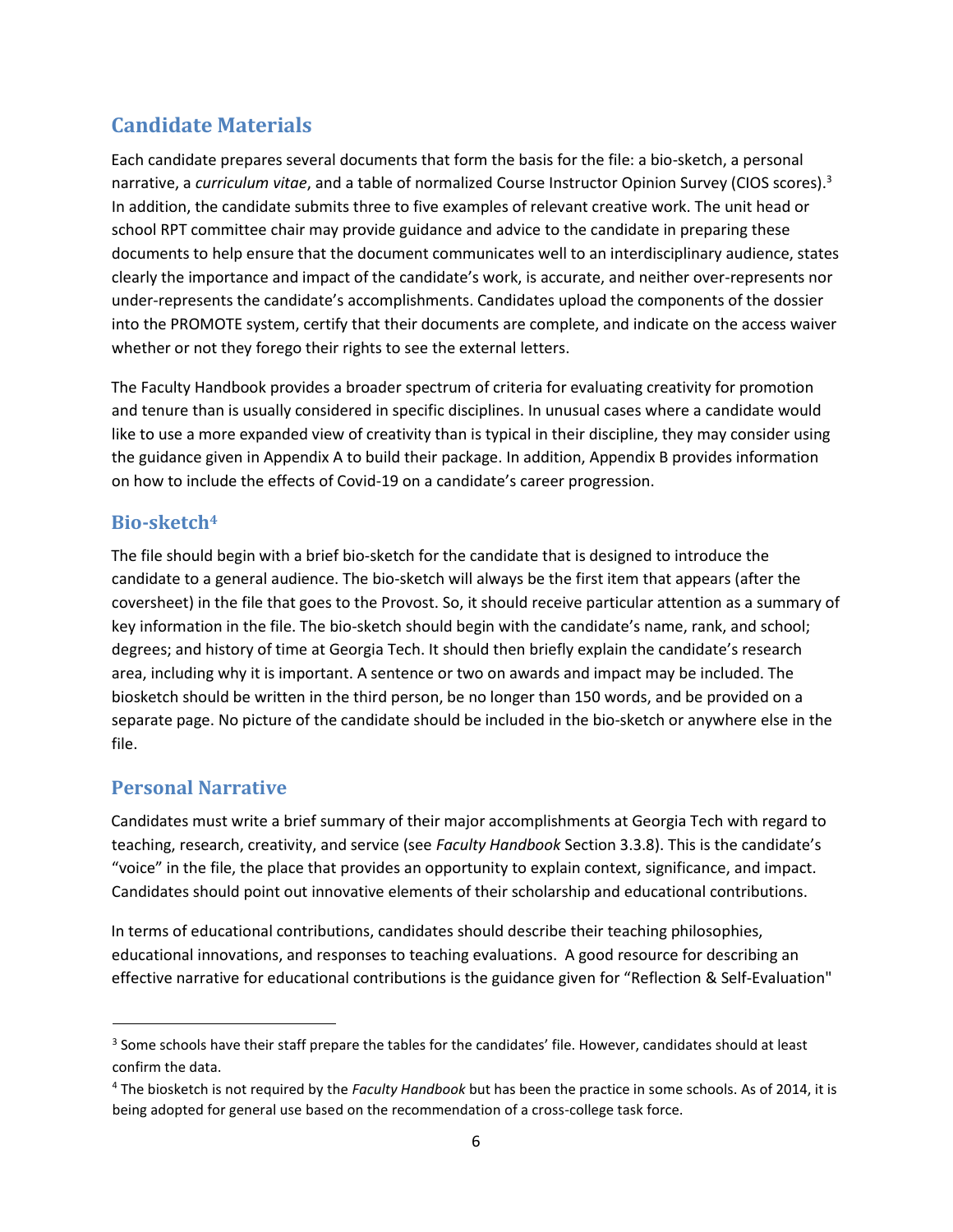## Candidate Materials

Each candidate prepares several documents that form the basis for the file: a bio-sketch, a personal narrative, a *curriculum vitae*, and a table of normalized Course Instructor Opinion Survey (CIOS scores).[3] In addition, the candidate submits three to five examples of relevant creative work. The unit head or school RPT committee chair may provide guidance and advice to the candidate in preparing these documents to help ensure that the document communicates well to an interdisciplinary audience, states clearly the importance and impact of the candidate's work, is accurate, and neither over-represents nor under-represents the candidate's accomplishments. Candidates upload the components of the dossier into the PROMOTE system, certify that their documents are complete, and indicate on the access waiver whether or not they forego their rights to see the external letters.

The Faculty Handbook provides a broader spectrum of criteria for evaluating creativity for promotion and tenure than is usually considered in specific disciplines. In unusual cases where a candidate would like to use a more expanded view of creativity than is typical in their discipline, they may consider using the guidance given in Appendix A to build their package. In addition, Appendix B provides information on how to include the effects of Covid-19 on a candidate's career progression.

### Bio-sketch[4]

The file should begin with a brief bio-sketch for the candidate that is designed to introduce the candidate to a general audience. The bio-sketch will always be the first item that appears (after the coversheet) in the file that goes to the Provost. So, it should receive particular attention as a summary of key information in the file. The bio-sketch should begin with the candidate's name, rank, and school; degrees; and history of time at Georgia Tech. It should then briefly explain the candidate's research area, including why it is important. A sentence or two on awards and impact may be included. The biosketch should be written in the third person, be no longer than 150 words, and be provided on a separate page. No picture of the candidate should be included in the bio-sketch or anywhere else in the file.

### Personal Narrative

Candidates must write a brief summary of their major accomplishments at Georgia Tech with regard to teaching, research, creativity, and service (see *Faculty Handbook* Section 3.3.8). This is the candidate's "voice" in the file, the place that provides an opportunity to explain context, significance, and impact. Candidates should point out innovative elements of their scholarship and educational contributions.

In terms of educational contributions, candidates should describe their teaching philosophies, educational innovations, and responses to teaching evaluations. A good resource for describing an effective narrative for educational contributions is the guidance given for "Reflection & Self-Evaluation"

---

[3] Some schools have their staff prepare the tables for the candidates' file. However, candidates should at least confirm the data.

[4] The biosketch is not required by the *Faculty Handbook* but has been the practice in some schools. As of 2014, it is being adopted for general use based on the recommendation of a cross-college task force.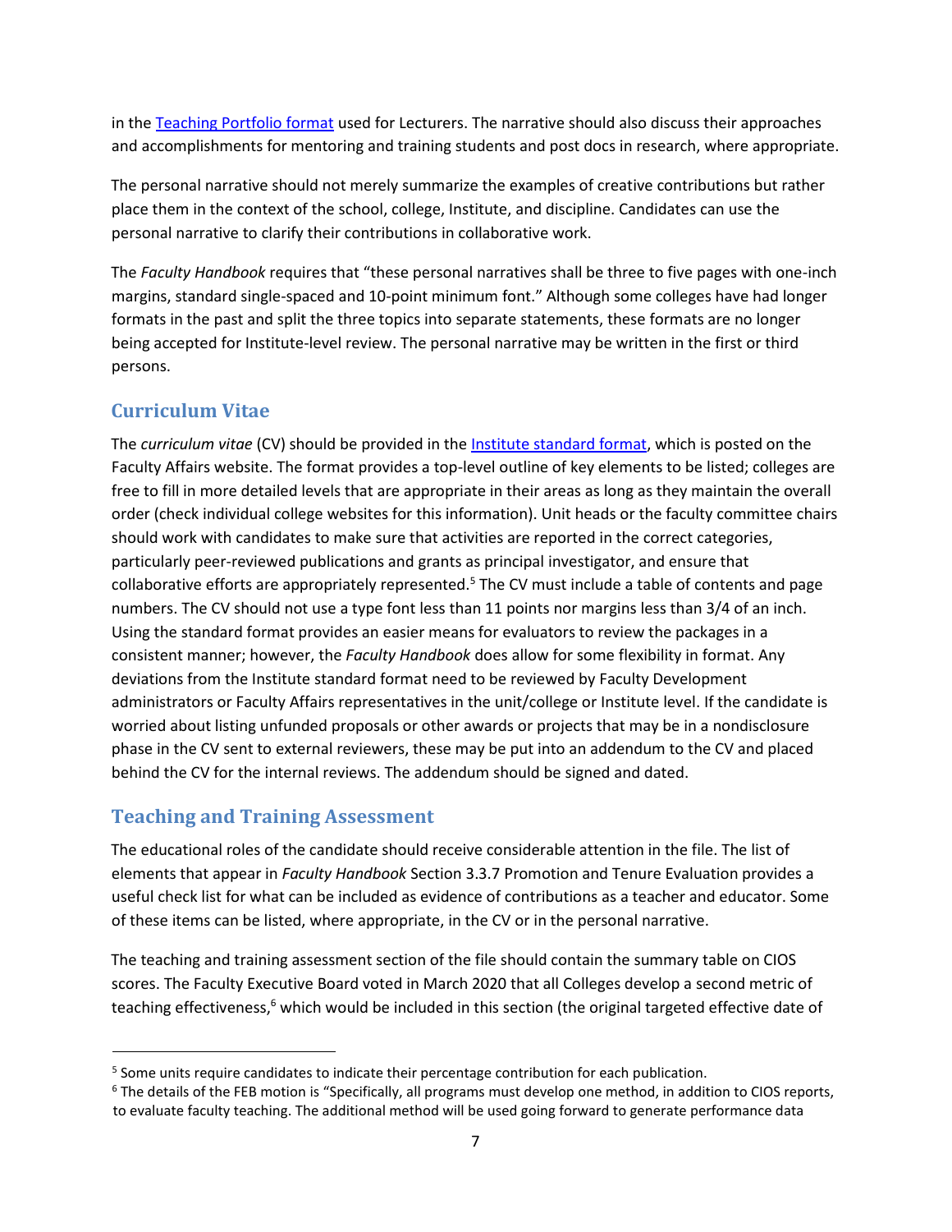in the [Teaching Portfolio format](#) used for Lecturers. The narrative should also discuss their approaches and accomplishments for mentoring and training students and post docs in research, where appropriate.

The personal narrative should not merely summarize the examples of creative contributions but rather place them in the context of the school, college, Institute, and discipline. Candidates can use the personal narrative to clarify their contributions in collaborative work.

The *Faculty Handbook* requires that "these personal narratives shall be three to five pages with one-inch margins, standard single-spaced and 10-point minimum font." Although some colleges have had longer formats in the past and split the three topics into separate statements, these formats are no longer being accepted for Institute-level review. The personal narrative may be written in the first or third persons.

## Curriculum Vitae

The *curriculum vitae* (CV) should be provided in the [Institute standard format](#), which is posted on the Faculty Affairs website. The format provides a top-level outline of key elements to be listed; colleges are free to fill in more detailed levels that are appropriate in their areas as long as they maintain the overall order (check individual college websites for this information). Unit heads or the faculty committee chairs should work with candidates to make sure that activities are reported in the correct categories, particularly peer-reviewed publications and grants as principal investigator, and ensure that collaborative efforts are appropriately represented.[5] The CV must include a table of contents and page numbers. The CV should not use a type font less than 11 points nor margins less than 3/4 of an inch. Using the standard format provides an easier means for evaluators to review the packages in a consistent manner; however, the *Faculty Handbook* does allow for some flexibility in format. Any deviations from the Institute standard format need to be reviewed by Faculty Development administrators or Faculty Affairs representatives in the unit/college or Institute level. If the candidate is worried about listing unfunded proposals or other awards or projects that may be in a nondisclosure phase in the CV sent to external reviewers, these may be put into an addendum to the CV and placed behind the CV for the internal reviews. The addendum should be signed and dated.

## Teaching and Training Assessment

The educational roles of the candidate should receive considerable attention in the file. The list of elements that appear in *Faculty Handbook* Section 3.3.7 Promotion and Tenure Evaluation provides a useful check list for what can be included as evidence of contributions as a teacher and educator. Some of these items can be listed, where appropriate, in the CV or in the personal narrative.

The teaching and training assessment section of the file should contain the summary table on CIOS scores. The Faculty Executive Board voted in March 2020 that all Colleges develop a second metric of teaching effectiveness,[6] which would be included in this section (the original targeted effective date of

---

[5] Some units require candidates to indicate their percentage contribution for each publication.

[6] The details of the FEB motion is "Specifically, all programs must develop one method, in addition to CIOS reports, to evaluate faculty teaching. The additional method will be used going forward to generate performance data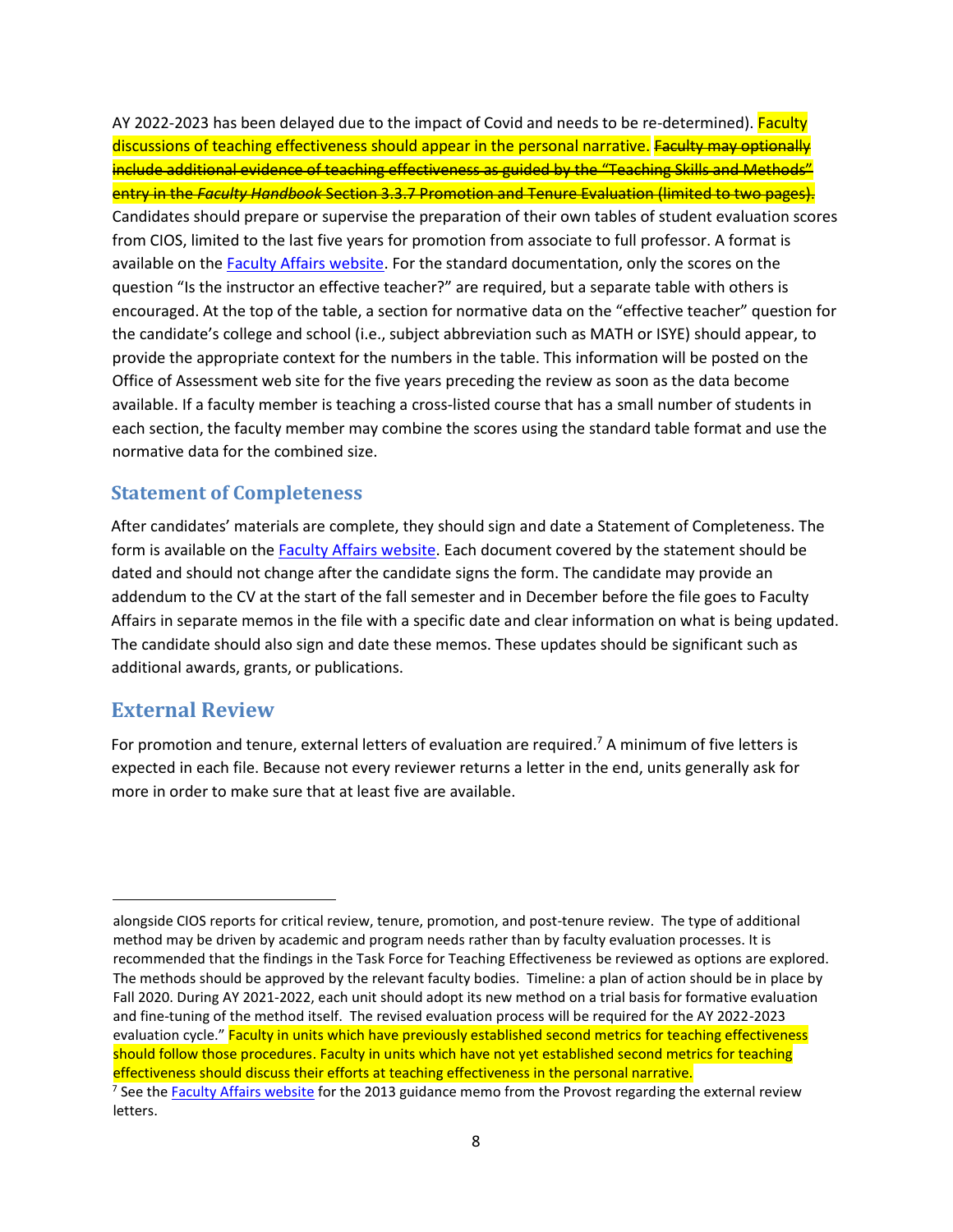AY 2022-2023 has been delayed due to the impact of Covid and needs to be re-determined). Faculty discussions of teaching effectiveness should appear in the personal narrative. ~~Faculty may optionally include additional evidence of teaching effectiveness as guided by the "Teaching Skills and Methods" entry in the *Faculty Handbook* Section 3.3.7 Promotion and Tenure Evaluation (limited to two pages).~~ Candidates should prepare or supervise the preparation of their own tables of student evaluation scores from CIOS, limited to the last five years for promotion from associate to full professor. A format is available on the [Faculty Affairs website](). For the standard documentation, only the scores on the question "Is the instructor an effective teacher?" are required, but a separate table with others is encouraged. At the top of the table, a section for normative data on the "effective teacher" question for the candidate's college and school (i.e., subject abbreviation such as MATH or ISYE) should appear, to provide the appropriate context for the numbers in the table. This information will be posted on the Office of Assessment web site for the five years preceding the review as soon as the data become available. If a faculty member is teaching a cross-listed course that has a small number of students in each section, the faculty member may combine the scores using the standard table format and use the normative data for the combined size.

### Statement of Completeness

After candidates' materials are complete, they should sign and date a Statement of Completeness. The form is available on the [Faculty Affairs website](). Each document covered by the statement should be dated and should not change after the candidate signs the form. The candidate may provide an addendum to the CV at the start of the fall semester and in December before the file goes to Faculty Affairs in separate memos in the file with a specific date and clear information on what is being updated. The candidate should also sign and date these memos. These updates should be significant such as additional awards, grants, or publications.

## External Review

For promotion and tenure, external letters of evaluation are required.[7] A minimum of five letters is expected in each file. Because not every reviewer returns a letter in the end, units generally ask for more in order to make sure that at least five are available.

---

alongside CIOS reports for critical review, tenure, promotion, and post-tenure review. The type of additional method may be driven by academic and program needs rather than by faculty evaluation processes. It is recommended that the findings in the Task Force for Teaching Effectiveness be reviewed as options are explored. The methods should be approved by the relevant faculty bodies. Timeline: a plan of action should be in place by Fall 2020. During AY 2021-2022, each unit should adopt its new method on a trial basis for formative evaluation and fine-tuning of the method itself. The revised evaluation process will be required for the AY 2022-2023 evaluation cycle." Faculty in units which have previously established second metrics for teaching effectiveness should follow those procedures. Faculty in units which have not yet established second metrics for teaching effectiveness should discuss their efforts at teaching effectiveness in the personal narrative.

[7] See the [Faculty Affairs website]() for the 2013 guidance memo from the Provost regarding the external review letters.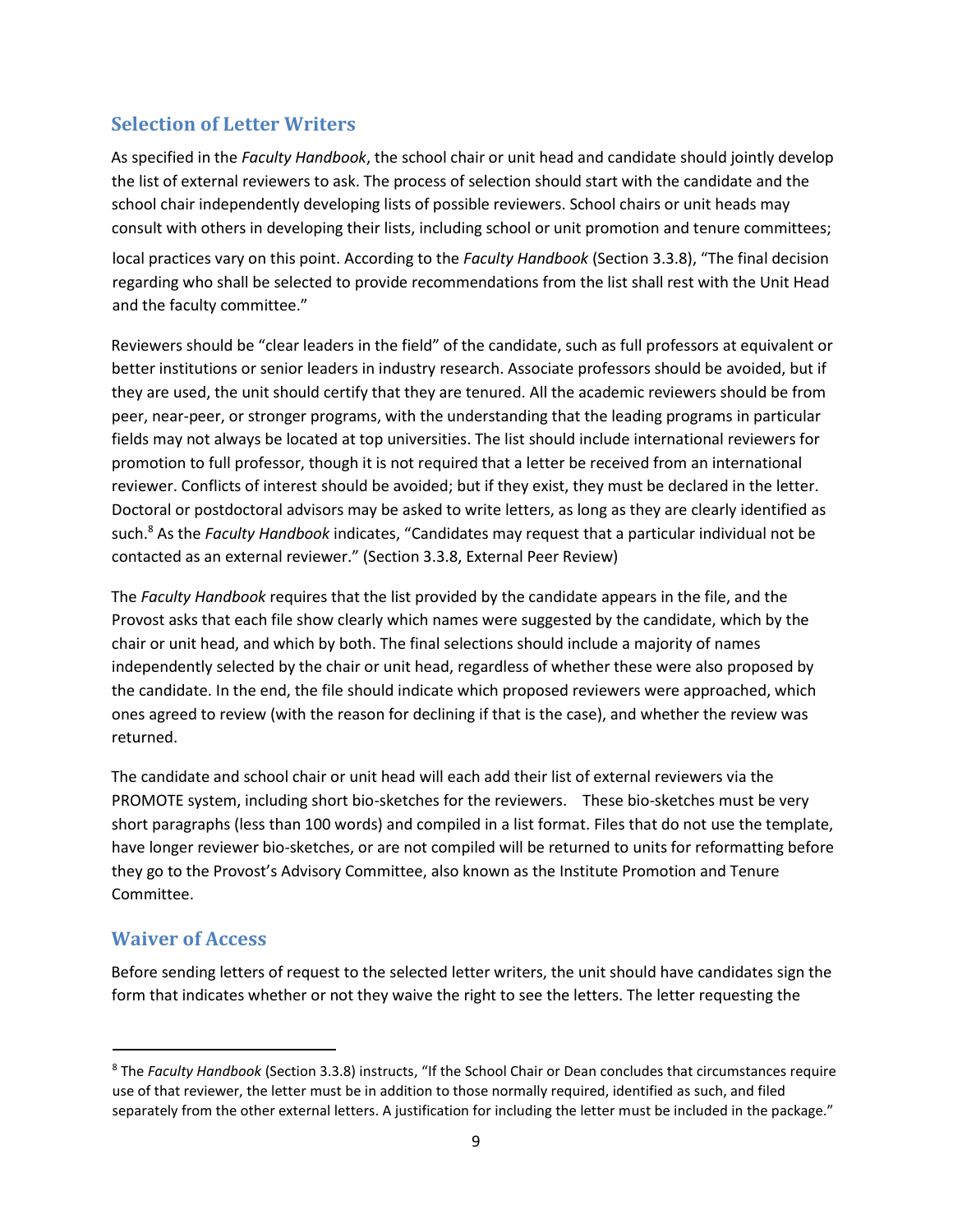## Selection of Letter Writers

As specified in the *Faculty Handbook*, the school chair or unit head and candidate should jointly develop the list of external reviewers to ask. The process of selection should start with the candidate and the school chair independently developing lists of possible reviewers. School chairs or unit heads may consult with others in developing their lists, including school or unit promotion and tenure committees; local practices vary on this point. According to the *Faculty Handbook* (Section 3.3.8), "The final decision regarding who shall be selected to provide recommendations from the list shall rest with the Unit Head and the faculty committee."

Reviewers should be "clear leaders in the field" of the candidate, such as full professors at equivalent or better institutions or senior leaders in industry research. Associate professors should be avoided, but if they are used, the unit should certify that they are tenured. All the academic reviewers should be from peer, near-peer, or stronger programs, with the understanding that the leading programs in particular fields may not always be located at top universities. The list should include international reviewers for promotion to full professor, though it is not required that a letter be received from an international reviewer. Conflicts of interest should be avoided; but if they exist, they must be declared in the letter. Doctoral or postdoctoral advisors may be asked to write letters, as long as they are clearly identified as such.[8] As the *Faculty Handbook* indicates, "Candidates may request that a particular individual not be contacted as an external reviewer." (Section 3.3.8, External Peer Review)

The *Faculty Handbook* requires that the list provided by the candidate appears in the file, and the Provost asks that each file show clearly which names were suggested by the candidate, which by the chair or unit head, and which by both. The final selections should include a majority of names independently selected by the chair or unit head, regardless of whether these were also proposed by the candidate. In the end, the file should indicate which proposed reviewers were approached, which ones agreed to review (with the reason for declining if that is the case), and whether the review was returned.

The candidate and school chair or unit head will each add their list of external reviewers via the PROMOTE system, including short bio-sketches for the reviewers. These bio-sketches must be very short paragraphs (less than 100 words) and compiled in a list format. Files that do not use the template, have longer reviewer bio-sketches, or are not compiled will be returned to units for reformatting before they go to the Provost's Advisory Committee, also known as the Institute Promotion and Tenure Committee.

## Waiver of Access

Before sending letters of request to the selected letter writers, the unit should have candidates sign the form that indicates whether or not they waive the right to see the letters. The letter requesting the

[8] The *Faculty Handbook* (Section 3.3.8) instructs, "If the School Chair or Dean concludes that circumstances require use of that reviewer, the letter must be in addition to those normally required, identified as such, and filed separately from the other external letters. A justification for including the letter must be included in the package."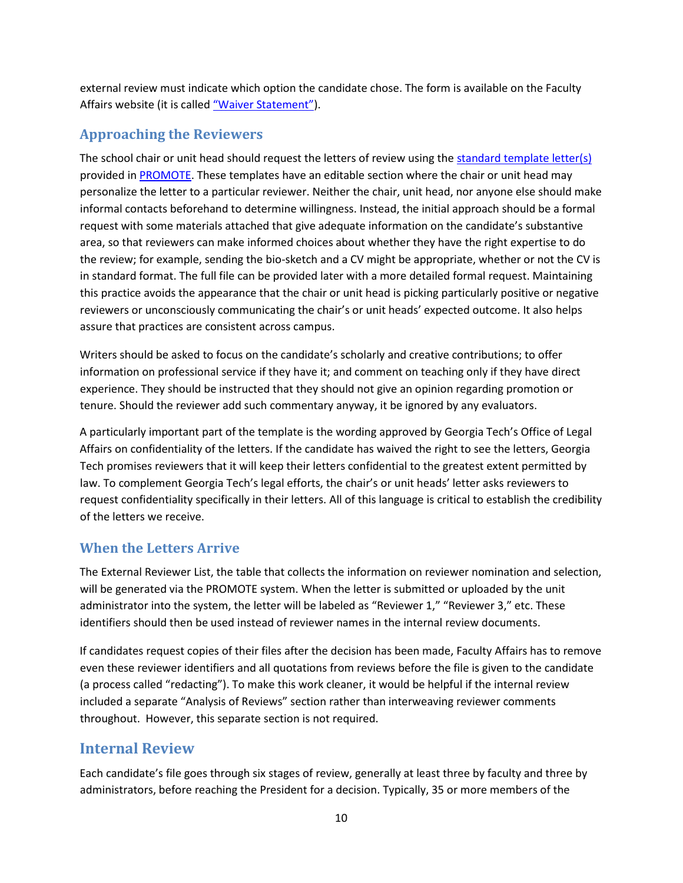external review must indicate which option the candidate chose. The form is available on the Faculty Affairs website (it is called "Waiver Statement").

## Approaching the Reviewers

The school chair or unit head should request the letters of review using the standard template letter(s) provided in PROMOTE. These templates have an editable section where the chair or unit head may personalize the letter to a particular reviewer. Neither the chair, unit head, nor anyone else should make informal contacts beforehand to determine willingness. Instead, the initial approach should be a formal request with some materials attached that give adequate information on the candidate's substantive area, so that reviewers can make informed choices about whether they have the right expertise to do the review; for example, sending the bio-sketch and a CV might be appropriate, whether or not the CV is in standard format. The full file can be provided later with a more detailed formal request. Maintaining this practice avoids the appearance that the chair or unit head is picking particularly positive or negative reviewers or unconsciously communicating the chair's or unit heads' expected outcome. It also helps assure that practices are consistent across campus.

Writers should be asked to focus on the candidate's scholarly and creative contributions; to offer information on professional service if they have it; and comment on teaching only if they have direct experience. They should be instructed that they should not give an opinion regarding promotion or tenure. Should the reviewer add such commentary anyway, it be ignored by any evaluators.

A particularly important part of the template is the wording approved by Georgia Tech's Office of Legal Affairs on confidentiality of the letters. If the candidate has waived the right to see the letters, Georgia Tech promises reviewers that it will keep their letters confidential to the greatest extent permitted by law. To complement Georgia Tech's legal efforts, the chair's or unit heads' letter asks reviewers to request confidentiality specifically in their letters. All of this language is critical to establish the credibility of the letters we receive.

## When the Letters Arrive

The External Reviewer List, the table that collects the information on reviewer nomination and selection, will be generated via the PROMOTE system. When the letter is submitted or uploaded by the unit administrator into the system, the letter will be labeled as "Reviewer 1," "Reviewer 3," etc. These identifiers should then be used instead of reviewer names in the internal review documents.

If candidates request copies of their files after the decision has been made, Faculty Affairs has to remove even these reviewer identifiers and all quotations from reviews before the file is given to the candidate (a process called "redacting"). To make this work cleaner, it would be helpful if the internal review included a separate "Analysis of Reviews" section rather than interweaving reviewer comments throughout. However, this separate section is not required.

## Internal Review

Each candidate's file goes through six stages of review, generally at least three by faculty and three by administrators, before reaching the President for a decision. Typically, 35 or more members of the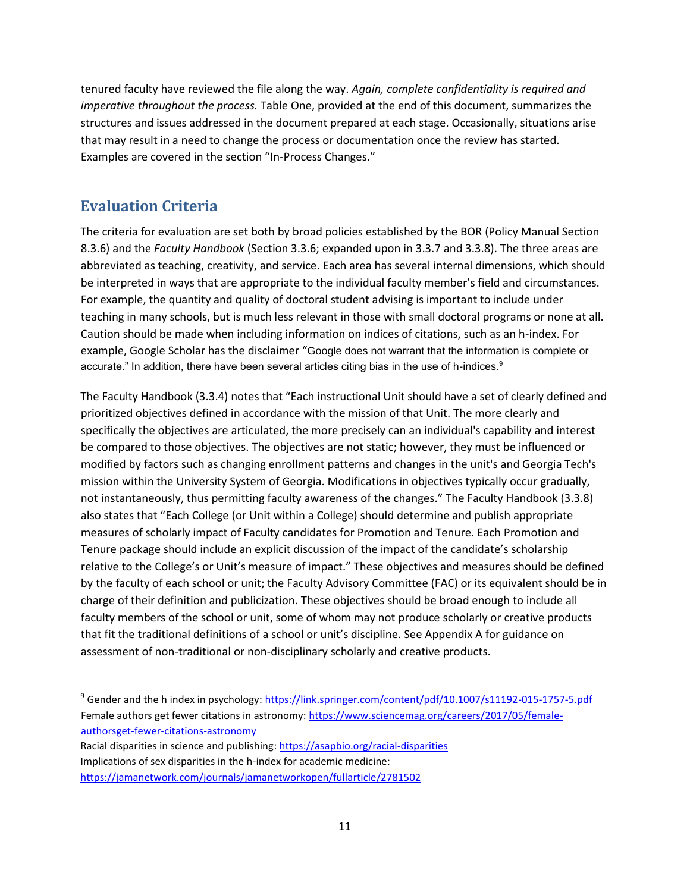tenured faculty have reviewed the file along the way. *Again, complete confidentiality is required and imperative throughout the process.* Table One, provided at the end of this document, summarizes the structures and issues addressed in the document prepared at each stage. Occasionally, situations arise that may result in a need to change the process or documentation once the review has started. Examples are covered in the section "In-Process Changes."

## Evaluation Criteria

The criteria for evaluation are set both by broad policies established by the BOR (Policy Manual Section 8.3.6) and the *Faculty Handbook* (Section 3.3.6; expanded upon in 3.3.7 and 3.3.8). The three areas are abbreviated as teaching, creativity, and service. Each area has several internal dimensions, which should be interpreted in ways that are appropriate to the individual faculty member's field and circumstances. For example, the quantity and quality of doctoral student advising is important to include under teaching in many schools, but is much less relevant in those with small doctoral programs or none at all. Caution should be made when including information on indices of citations, such as an h-index. For example, Google Scholar has the disclaimer "Google does not warrant that the information is complete or accurate." In addition, there have been several articles citing bias in the use of h-indices.[9]

The Faculty Handbook (3.3.4) notes that "Each instructional Unit should have a set of clearly defined and prioritized objectives defined in accordance with the mission of that Unit. The more clearly and specifically the objectives are articulated, the more precisely can an individual's capability and interest be compared to those objectives. The objectives are not static; however, they must be influenced or modified by factors such as changing enrollment patterns and changes in the unit's and Georgia Tech's mission within the University System of Georgia. Modifications in objectives typically occur gradually, not instantaneously, thus permitting faculty awareness of the changes." The Faculty Handbook (3.3.8) also states that "Each College (or Unit within a College) should determine and publish appropriate measures of scholarly impact of Faculty candidates for Promotion and Tenure. Each Promotion and Tenure package should include an explicit discussion of the impact of the candidate's scholarship relative to the College's or Unit's measure of impact." These objectives and measures should be defined by the faculty of each school or unit; the Faculty Advisory Committee (FAC) or its equivalent should be in charge of their definition and publicization. These objectives should be broad enough to include all faculty members of the school or unit, some of whom may not produce scholarly or creative products that fit the traditional definitions of a school or unit's discipline. See Appendix A for guidance on assessment of non-traditional or non-disciplinary scholarly and creative products.

---

[9] Gender and the h index in psychology: https://link.springer.com/content/pdf/10.1007/s11192-015-1757-5.pdf
Female authors get fewer citations in astronomy: https://www.sciencemag.org/careers/2017/05/female-authorsget-fewer-citations-astronomy
Racial disparities in science and publishing: https://asapbio.org/racial-disparities
Implications of sex disparities in the h-index for academic medicine: https://jamanetwork.com/journals/jamanetworkopen/fullarticle/2781502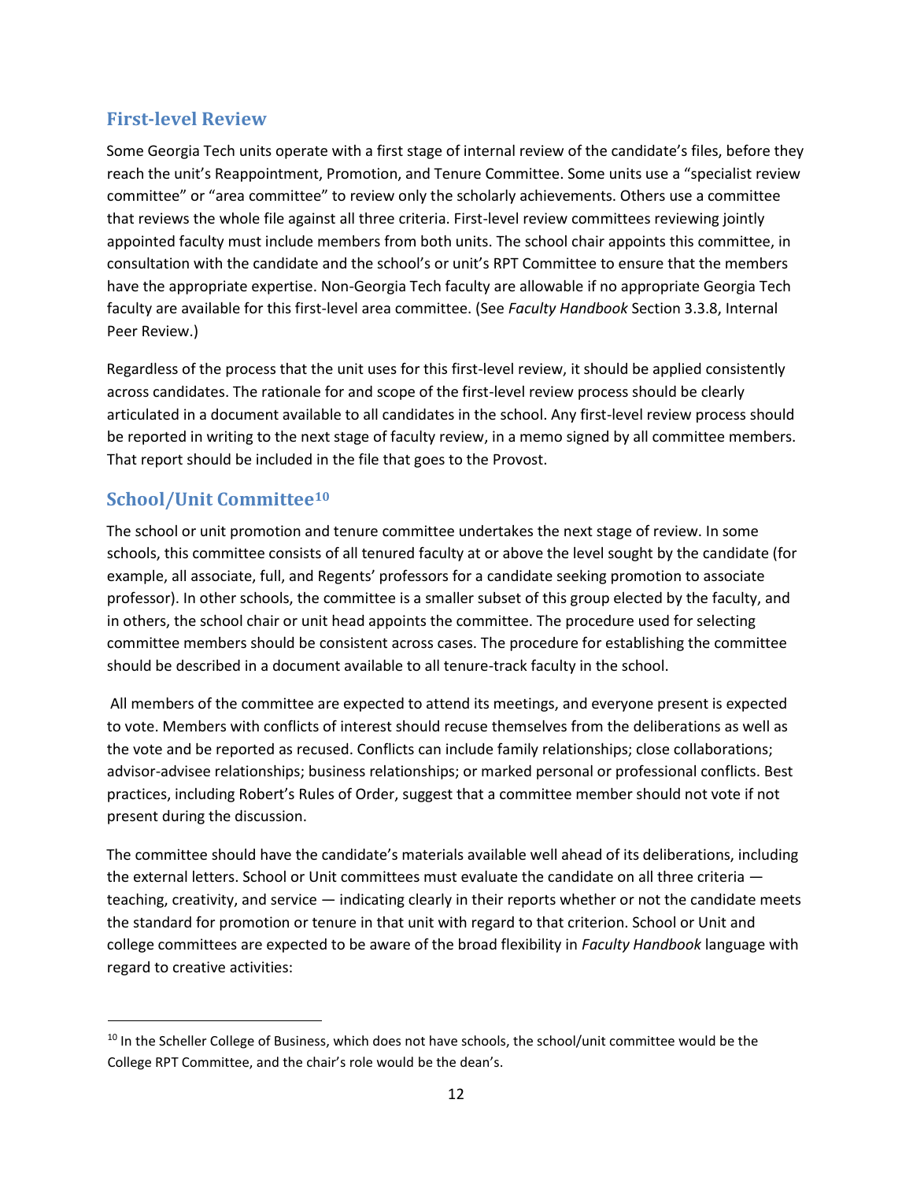## First-level Review

Some Georgia Tech units operate with a first stage of internal review of the candidate's files, before they reach the unit's Reappointment, Promotion, and Tenure Committee. Some units use a "specialist review committee" or "area committee" to review only the scholarly achievements. Others use a committee that reviews the whole file against all three criteria. First-level review committees reviewing jointly appointed faculty must include members from both units. The school chair appoints this committee, in consultation with the candidate and the school's or unit's RPT Committee to ensure that the members have the appropriate expertise. Non-Georgia Tech faculty are allowable if no appropriate Georgia Tech faculty are available for this first-level area committee. (See *Faculty Handbook* Section 3.3.8, Internal Peer Review.)

Regardless of the process that the unit uses for this first-level review, it should be applied consistently across candidates. The rationale for and scope of the first-level review process should be clearly articulated in a document available to all candidates in the school. Any first-level review process should be reported in writing to the next stage of faculty review, in a memo signed by all committee members. That report should be included in the file that goes to the Provost.

## School/Unit Committee[10]

The school or unit promotion and tenure committee undertakes the next stage of review. In some schools, this committee consists of all tenured faculty at or above the level sought by the candidate (for example, all associate, full, and Regents' professors for a candidate seeking promotion to associate professor). In other schools, the committee is a smaller subset of this group elected by the faculty, and in others, the school chair or unit head appoints the committee. The procedure used for selecting committee members should be consistent across cases. The procedure for establishing the committee should be described in a document available to all tenure-track faculty in the school.

All members of the committee are expected to attend its meetings, and everyone present is expected to vote. Members with conflicts of interest should recuse themselves from the deliberations as well as the vote and be reported as recused. Conflicts can include family relationships; close collaborations; advisor-advisee relationships; business relationships; or marked personal or professional conflicts. Best practices, including Robert's Rules of Order, suggest that a committee member should not vote if not present during the discussion.

The committee should have the candidate's materials available well ahead of its deliberations, including the external letters. School or Unit committees must evaluate the candidate on all three criteria — teaching, creativity, and service — indicating clearly in their reports whether or not the candidate meets the standard for promotion or tenure in that unit with regard to that criterion. School or Unit and college committees are expected to be aware of the broad flexibility in *Faculty Handbook* language with regard to creative activities:

---

[10] In the Scheller College of Business, which does not have schools, the school/unit committee would be the College RPT Committee, and the chair's role would be the dean's.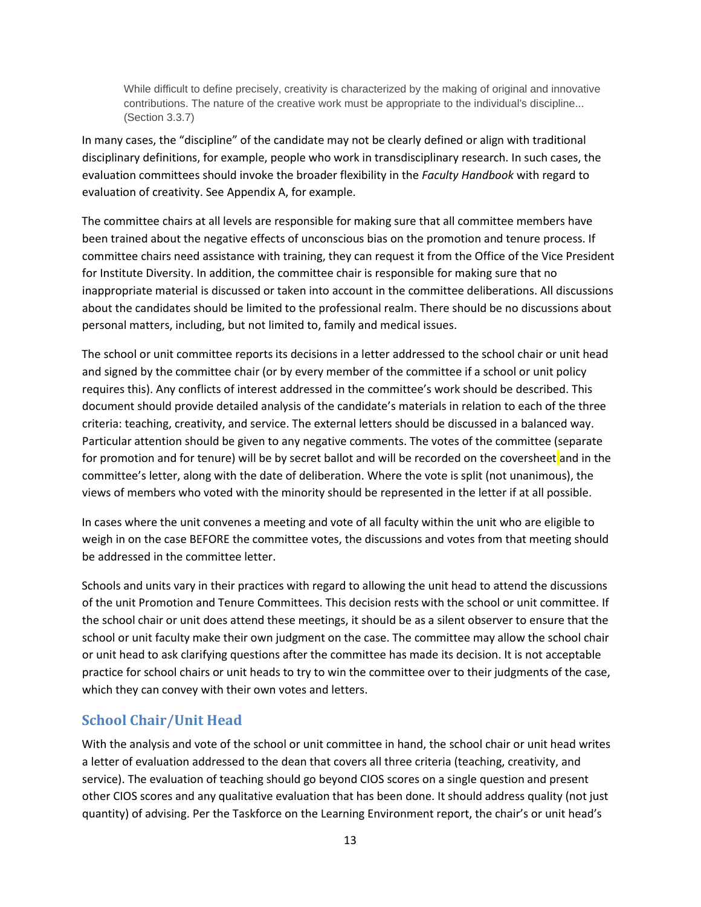> While difficult to define precisely, creativity is characterized by the making of original and innovative contributions. The nature of the creative work must be appropriate to the individual's discipline... (Section 3.3.7)

In many cases, the "discipline" of the candidate may not be clearly defined or align with traditional disciplinary definitions, for example, people who work in transdisciplinary research. In such cases, the evaluation committees should invoke the broader flexibility in the *Faculty Handbook* with regard to evaluation of creativity. See Appendix A, for example.

The committee chairs at all levels are responsible for making sure that all committee members have been trained about the negative effects of unconscious bias on the promotion and tenure process. If committee chairs need assistance with training, they can request it from the Office of the Vice President for Institute Diversity. In addition, the committee chair is responsible for making sure that no inappropriate material is discussed or taken into account in the committee deliberations. All discussions about the candidates should be limited to the professional realm. There should be no discussions about personal matters, including, but not limited to, family and medical issues.

The school or unit committee reports its decisions in a letter addressed to the school chair or unit head and signed by the committee chair (or by every member of the committee if a school or unit policy requires this). Any conflicts of interest addressed in the committee's work should be described. This document should provide detailed analysis of the candidate's materials in relation to each of the three criteria: teaching, creativity, and service. The external letters should be discussed in a balanced way. Particular attention should be given to any negative comments. The votes of the committee (separate for promotion and for tenure) will be by secret ballot and will be recorded on the coversheet and in the committee's letter, along with the date of deliberation. Where the vote is split (not unanimous), the views of members who voted with the minority should be represented in the letter if at all possible.

In cases where the unit convenes a meeting and vote of all faculty within the unit who are eligible to weigh in on the case BEFORE the committee votes, the discussions and votes from that meeting should be addressed in the committee letter.

Schools and units vary in their practices with regard to allowing the unit head to attend the discussions of the unit Promotion and Tenure Committees. This decision rests with the school or unit committee. If the school chair or unit does attend these meetings, it should be as a silent observer to ensure that the school or unit faculty make their own judgment on the case. The committee may allow the school chair or unit head to ask clarifying questions after the committee has made its decision. It is not acceptable practice for school chairs or unit heads to try to win the committee over to their judgments of the case, which they can convey with their own votes and letters.

## School Chair/Unit Head

With the analysis and vote of the school or unit committee in hand, the school chair or unit head writes a letter of evaluation addressed to the dean that covers all three criteria (teaching, creativity, and service). The evaluation of teaching should go beyond CIOS scores on a single question and present other CIOS scores and any qualitative evaluation that has been done. It should address quality (not just quantity) of advising. Per the Taskforce on the Learning Environment report, the chair's or unit head's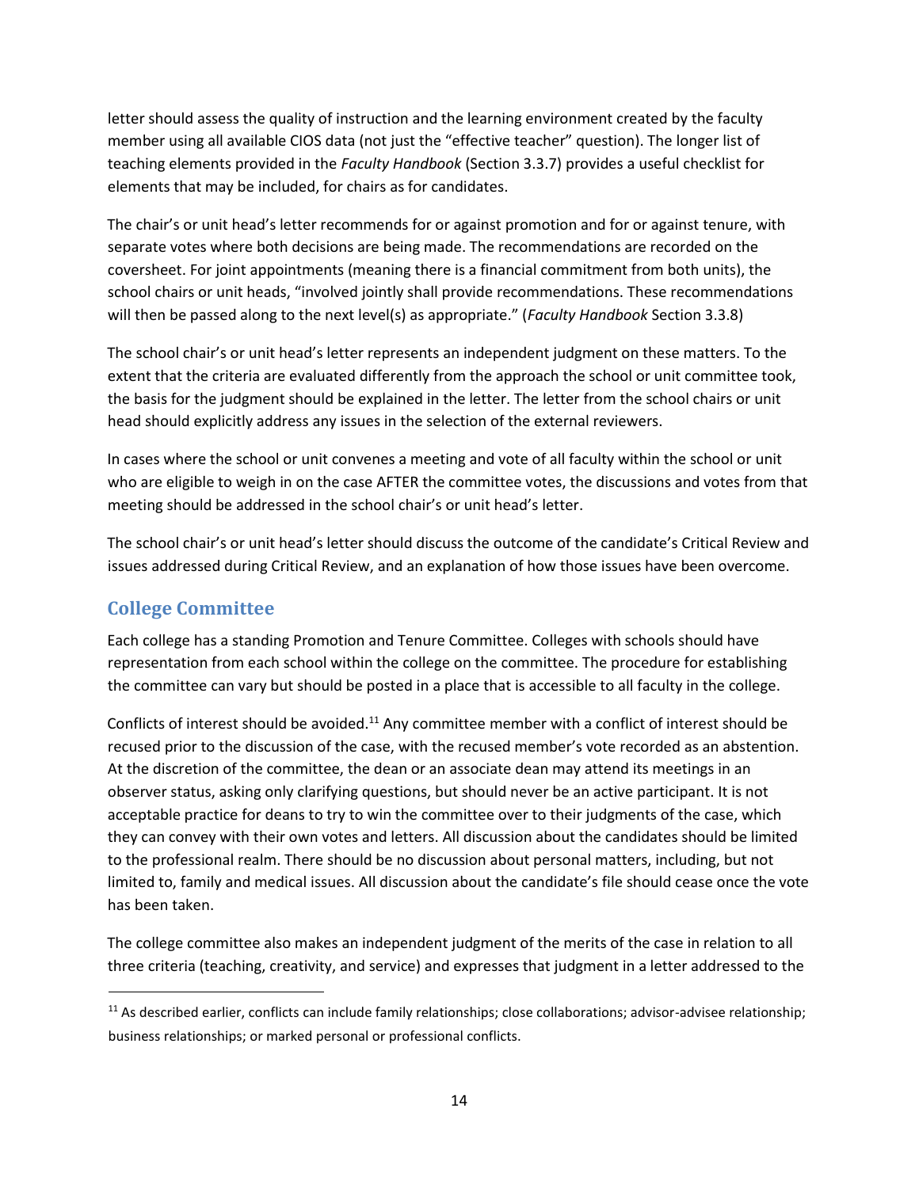letter should assess the quality of instruction and the learning environment created by the faculty member using all available CIOS data (not just the "effective teacher" question). The longer list of teaching elements provided in the *Faculty Handbook* (Section 3.3.7) provides a useful checklist for elements that may be included, for chairs as for candidates.

The chair's or unit head's letter recommends for or against promotion and for or against tenure, with separate votes where both decisions are being made. The recommendations are recorded on the coversheet. For joint appointments (meaning there is a financial commitment from both units), the school chairs or unit heads, "involved jointly shall provide recommendations. These recommendations will then be passed along to the next level(s) as appropriate." (*Faculty Handbook* Section 3.3.8)

The school chair's or unit head's letter represents an independent judgment on these matters. To the extent that the criteria are evaluated differently from the approach the school or unit committee took, the basis for the judgment should be explained in the letter. The letter from the school chairs or unit head should explicitly address any issues in the selection of the external reviewers.

In cases where the school or unit convenes a meeting and vote of all faculty within the school or unit who are eligible to weigh in on the case AFTER the committee votes, the discussions and votes from that meeting should be addressed in the school chair's or unit head's letter.

The school chair's or unit head's letter should discuss the outcome of the candidate's Critical Review and issues addressed during Critical Review, and an explanation of how those issues have been overcome.

## College Committee

Each college has a standing Promotion and Tenure Committee. Colleges with schools should have representation from each school within the college on the committee. The procedure for establishing the committee can vary but should be posted in a place that is accessible to all faculty in the college.

Conflicts of interest should be avoided.[11] Any committee member with a conflict of interest should be recused prior to the discussion of the case, with the recused member's vote recorded as an abstention. At the discretion of the committee, the dean or an associate dean may attend its meetings in an observer status, asking only clarifying questions, but should never be an active participant. It is not acceptable practice for deans to try to win the committee over to their judgments of the case, which they can convey with their own votes and letters. All discussion about the candidates should be limited to the professional realm. There should be no discussion about personal matters, including, but not limited to, family and medical issues. All discussion about the candidate's file should cease once the vote has been taken.

The college committee also makes an independent judgment of the merits of the case in relation to all three criteria (teaching, creativity, and service) and expresses that judgment in a letter addressed to the

[11] As described earlier, conflicts can include family relationships; close collaborations; advisor-advisee relationship; business relationships; or marked personal or professional conflicts.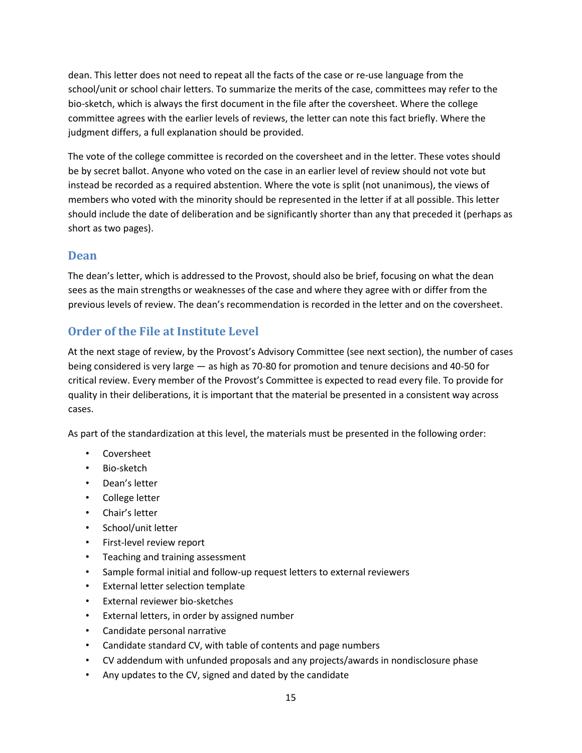dean. This letter does not need to repeat all the facts of the case or re-use language from the school/unit or school chair letters. To summarize the merits of the case, committees may refer to the bio-sketch, which is always the first document in the file after the coversheet. Where the college committee agrees with the earlier levels of reviews, the letter can note this fact briefly. Where the judgment differs, a full explanation should be provided.

The vote of the college committee is recorded on the coversheet and in the letter. These votes should be by secret ballot. Anyone who voted on the case in an earlier level of review should not vote but instead be recorded as a required abstention. Where the vote is split (not unanimous), the views of members who voted with the minority should be represented in the letter if at all possible. This letter should include the date of deliberation and be significantly shorter than any that preceded it (perhaps as short as two pages).

## Dean

The dean's letter, which is addressed to the Provost, should also be brief, focusing on what the dean sees as the main strengths or weaknesses of the case and where they agree with or differ from the previous levels of review. The dean's recommendation is recorded in the letter and on the coversheet.

## Order of the File at Institute Level

At the next stage of review, by the Provost's Advisory Committee (see next section), the number of cases being considered is very large — as high as 70-80 for promotion and tenure decisions and 40-50 for critical review. Every member of the Provost's Committee is expected to read every file. To provide for quality in their deliberations, it is important that the material be presented in a consistent way across cases.

As part of the standardization at this level, the materials must be presented in the following order:

- Coversheet
- Bio-sketch
- Dean's letter
- College letter
- Chair's letter
- School/unit letter
- First-level review report
- Teaching and training assessment
- Sample formal initial and follow-up request letters to external reviewers
- External letter selection template
- External reviewer bio-sketches
- External letters, in order by assigned number
- Candidate personal narrative
- Candidate standard CV, with table of contents and page numbers
- CV addendum with unfunded proposals and any projects/awards in nondisclosure phase
- Any updates to the CV, signed and dated by the candidate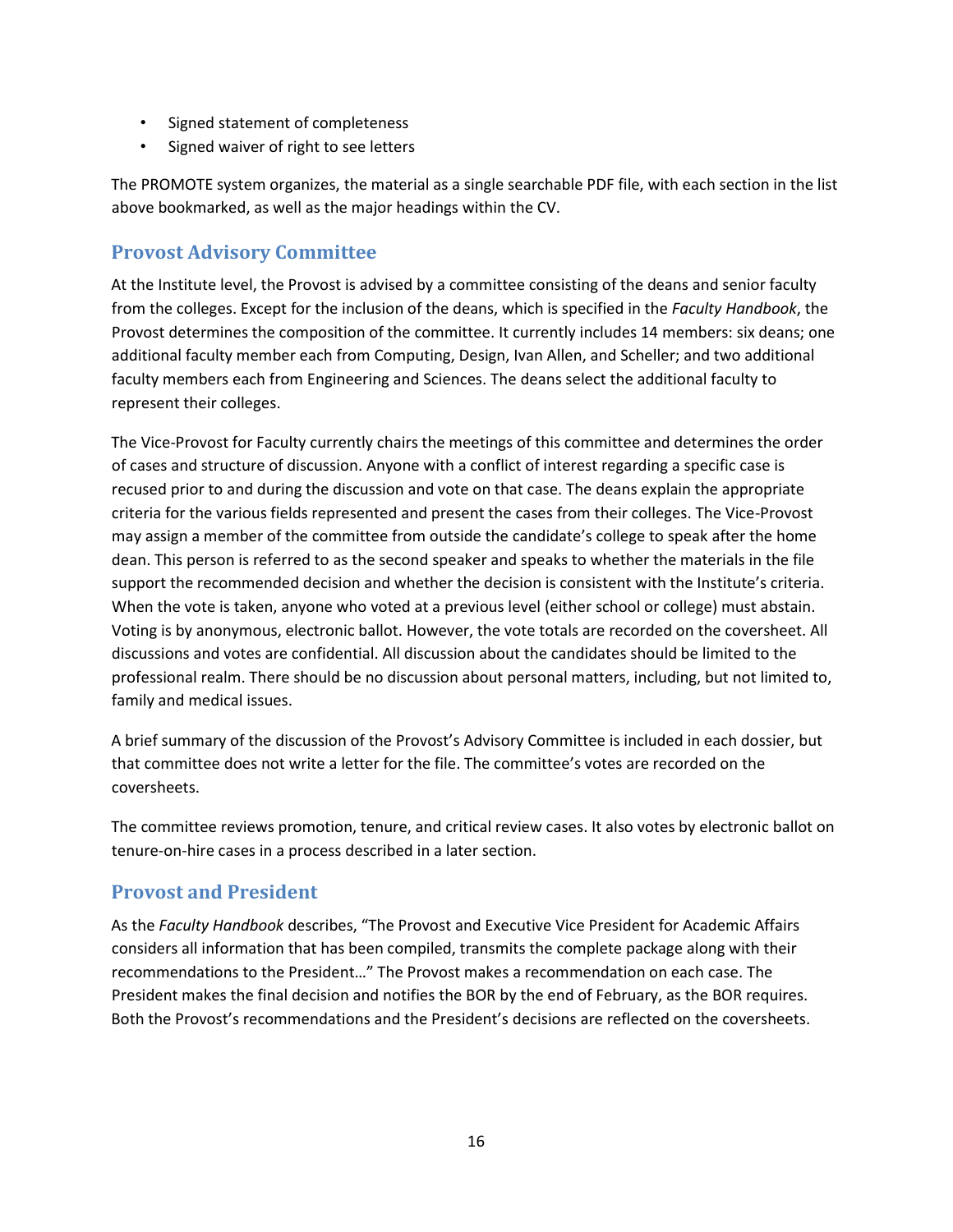- Signed statement of completeness
- Signed waiver of right to see letters

The PROMOTE system organizes, the material as a single searchable PDF file, with each section in the list above bookmarked, as well as the major headings within the CV.

## Provost Advisory Committee

At the Institute level, the Provost is advised by a committee consisting of the deans and senior faculty from the colleges. Except for the inclusion of the deans, which is specified in the *Faculty Handbook*, the Provost determines the composition of the committee. It currently includes 14 members: six deans; one additional faculty member each from Computing, Design, Ivan Allen, and Scheller; and two additional faculty members each from Engineering and Sciences. The deans select the additional faculty to represent their colleges.

The Vice-Provost for Faculty currently chairs the meetings of this committee and determines the order of cases and structure of discussion. Anyone with a conflict of interest regarding a specific case is recused prior to and during the discussion and vote on that case. The deans explain the appropriate criteria for the various fields represented and present the cases from their colleges. The Vice-Provost may assign a member of the committee from outside the candidate's college to speak after the home dean. This person is referred to as the second speaker and speaks to whether the materials in the file support the recommended decision and whether the decision is consistent with the Institute's criteria. When the vote is taken, anyone who voted at a previous level (either school or college) must abstain. Voting is by anonymous, electronic ballot. However, the vote totals are recorded on the coversheet. All discussions and votes are confidential. All discussion about the candidates should be limited to the professional realm. There should be no discussion about personal matters, including, but not limited to, family and medical issues.

A brief summary of the discussion of the Provost's Advisory Committee is included in each dossier, but that committee does not write a letter for the file. The committee's votes are recorded on the coversheets.

The committee reviews promotion, tenure, and critical review cases. It also votes by electronic ballot on tenure-on-hire cases in a process described in a later section.

## Provost and President

As the *Faculty Handbook* describes, "The Provost and Executive Vice President for Academic Affairs considers all information that has been compiled, transmits the complete package along with their recommendations to the President…" The Provost makes a recommendation on each case. The President makes the final decision and notifies the BOR by the end of February, as the BOR requires. Both the Provost's recommendations and the President's decisions are reflected on the coversheets.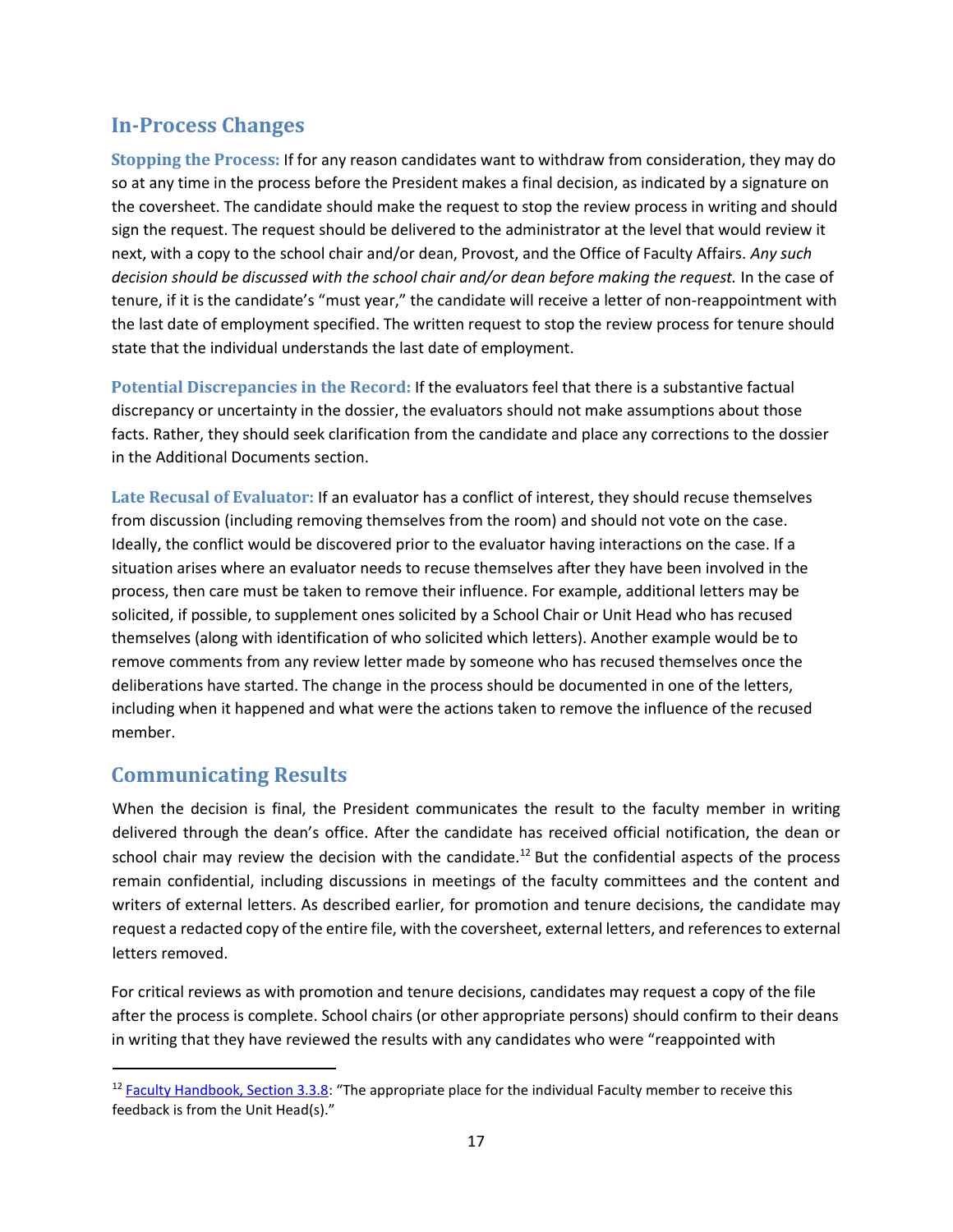## In-Process Changes

**Stopping the Process:** If for any reason candidates want to withdraw from consideration, they may do so at any time in the process before the President makes a final decision, as indicated by a signature on the coversheet. The candidate should make the request to stop the review process in writing and should sign the request. The request should be delivered to the administrator at the level that would review it next, with a copy to the school chair and/or dean, Provost, and the Office of Faculty Affairs. *Any such decision should be discussed with the school chair and/or dean before making the request.* In the case of tenure, if it is the candidate's "must year," the candidate will receive a letter of non-reappointment with the last date of employment specified. The written request to stop the review process for tenure should state that the individual understands the last date of employment.

**Potential Discrepancies in the Record:** If the evaluators feel that there is a substantive factual discrepancy or uncertainty in the dossier, the evaluators should not make assumptions about those facts. Rather, they should seek clarification from the candidate and place any corrections to the dossier in the Additional Documents section.

**Late Recusal of Evaluator:** If an evaluator has a conflict of interest, they should recuse themselves from discussion (including removing themselves from the room) and should not vote on the case. Ideally, the conflict would be discovered prior to the evaluator having interactions on the case. If a situation arises where an evaluator needs to recuse themselves after they have been involved in the process, then care must be taken to remove their influence. For example, additional letters may be solicited, if possible, to supplement ones solicited by a School Chair or Unit Head who has recused themselves (along with identification of who solicited which letters). Another example would be to remove comments from any review letter made by someone who has recused themselves once the deliberations have started. The change in the process should be documented in one of the letters, including when it happened and what were the actions taken to remove the influence of the recused member.

## Communicating Results

When the decision is final, the President communicates the result to the faculty member in writing delivered through the dean's office. After the candidate has received official notification, the dean or school chair may review the decision with the candidate.[12] But the confidential aspects of the process remain confidential, including discussions in meetings of the faculty committees and the content and writers of external letters. As described earlier, for promotion and tenure decisions, the candidate may request a redacted copy of the entire file, with the coversheet, external letters, and references to external letters removed.

For critical reviews as with promotion and tenure decisions, candidates may request a copy of the file after the process is complete. School chairs (or other appropriate persons) should confirm to their deans in writing that they have reviewed the results with any candidates who were "reappointed with

[12] Faculty Handbook, Section 3.3.8: "The appropriate place for the individual Faculty member to receive this feedback is from the Unit Head(s)."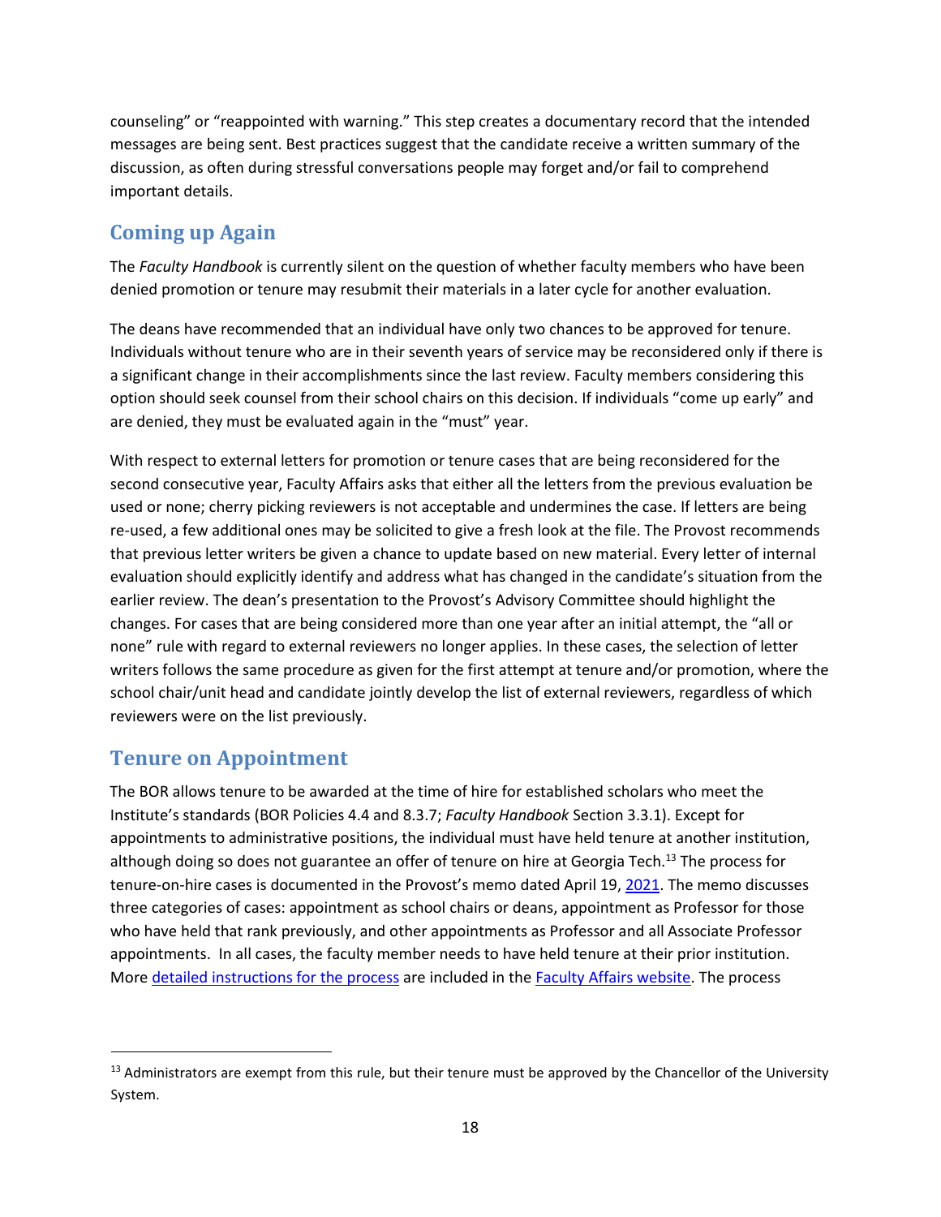counseling" or "reappointed with warning." This step creates a documentary record that the intended messages are being sent. Best practices suggest that the candidate receive a written summary of the discussion, as often during stressful conversations people may forget and/or fail to comprehend important details.

## Coming up Again

The *Faculty Handbook* is currently silent on the question of whether faculty members who have been denied promotion or tenure may resubmit their materials in a later cycle for another evaluation.

The deans have recommended that an individual have only two chances to be approved for tenure. Individuals without tenure who are in their seventh years of service may be reconsidered only if there is a significant change in their accomplishments since the last review. Faculty members considering this option should seek counsel from their school chairs on this decision. If individuals "come up early" and are denied, they must be evaluated again in the "must" year.

With respect to external letters for promotion or tenure cases that are being reconsidered for the second consecutive year, Faculty Affairs asks that either all the letters from the previous evaluation be used or none; cherry picking reviewers is not acceptable and undermines the case. If letters are being re-used, a few additional ones may be solicited to give a fresh look at the file. The Provost recommends that previous letter writers be given a chance to update based on new material. Every letter of internal evaluation should explicitly identify and address what has changed in the candidate's situation from the earlier review. The dean's presentation to the Provost's Advisory Committee should highlight the changes. For cases that are being considered more than one year after an initial attempt, the "all or none" rule with regard to external reviewers no longer applies. In these cases, the selection of letter writers follows the same procedure as given for the first attempt at tenure and/or promotion, where the school chair/unit head and candidate jointly develop the list of external reviewers, regardless of which reviewers were on the list previously.

## Tenure on Appointment

The BOR allows tenure to be awarded at the time of hire for established scholars who meet the Institute's standards (BOR Policies 4.4 and 8.3.7; *Faculty Handbook* Section 3.3.1). Except for appointments to administrative positions, the individual must have held tenure at another institution, although doing so does not guarantee an offer of tenure on hire at Georgia Tech.[13] The process for tenure-on-hire cases is documented in the Provost's memo dated April 19, 2021. The memo discusses three categories of cases: appointment as school chairs or deans, appointment as Professor for those who have held that rank previously, and other appointments as Professor and all Associate Professor appointments. In all cases, the faculty member needs to have held tenure at their prior institution. More detailed instructions for the process are included in the Faculty Affairs website. The process

[13] Administrators are exempt from this rule, but their tenure must be approved by the Chancellor of the University System.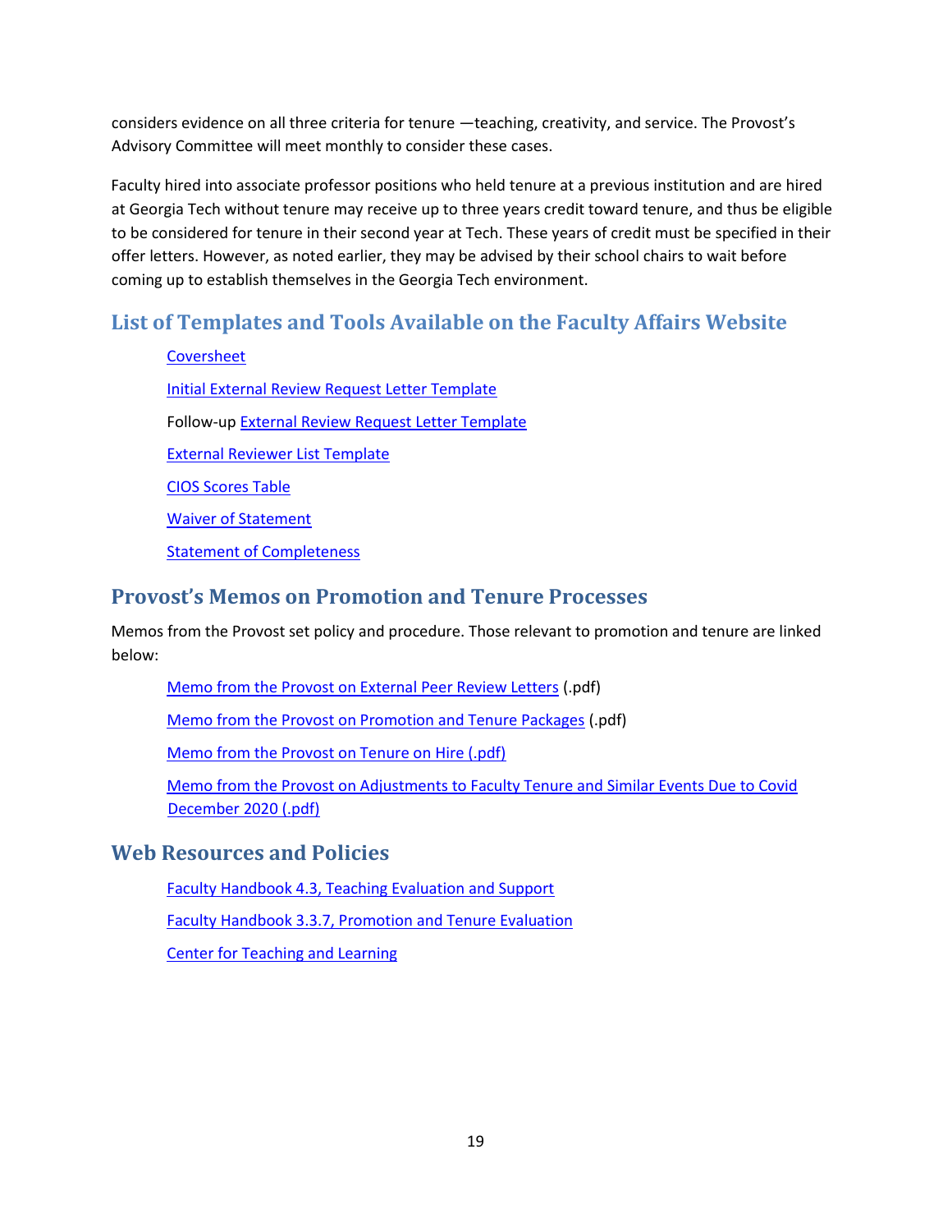considers evidence on all three criteria for tenure —teaching, creativity, and service. The Provost's Advisory Committee will meet monthly to consider these cases.

Faculty hired into associate professor positions who held tenure at a previous institution and are hired at Georgia Tech without tenure may receive up to three years credit toward tenure, and thus be eligible to be considered for tenure in their second year at Tech. These years of credit must be specified in their offer letters. However, as noted earlier, they may be advised by their school chairs to wait before coming up to establish themselves in the Georgia Tech environment.

## List of Templates and Tools Available on the Faculty Affairs Website

- Coversheet
- Initial External Review Request Letter Template
- Follow-up External Review Request Letter Template
- External Reviewer List Template
- CIOS Scores Table
- Waiver of Statement
- Statement of Completeness

## Provost's Memos on Promotion and Tenure Processes

Memos from the Provost set policy and procedure. Those relevant to promotion and tenure are linked below:

- Memo from the Provost on External Peer Review Letters (.pdf)
- Memo from the Provost on Promotion and Tenure Packages (.pdf)
- Memo from the Provost on Tenure on Hire (.pdf)
- Memo from the Provost on Adjustments to Faculty Tenure and Similar Events Due to Covid December 2020 (.pdf)

## Web Resources and Policies

- Faculty Handbook 4.3, Teaching Evaluation and Support
- Faculty Handbook 3.3.7, Promotion and Tenure Evaluation
- Center for Teaching and Learning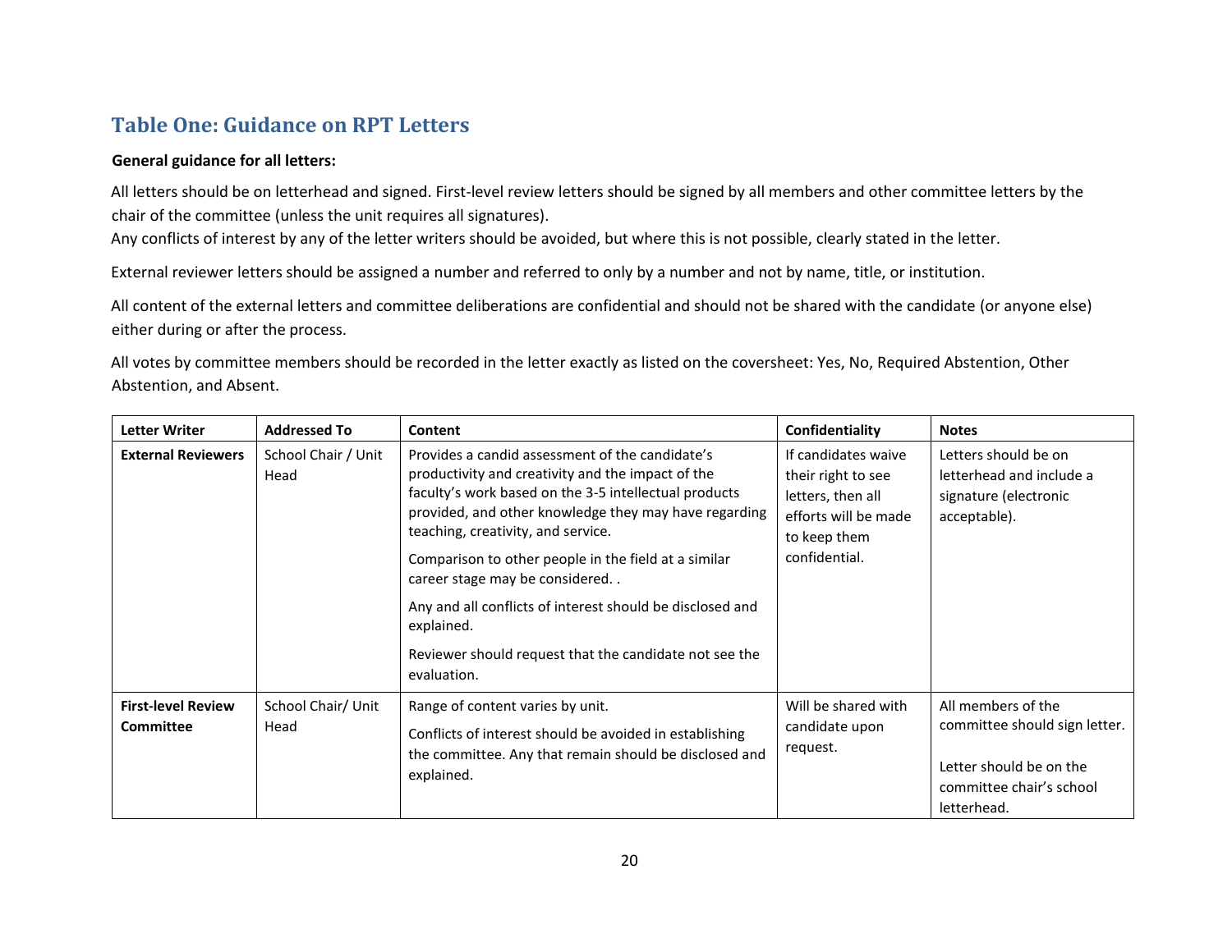## Table One: Guidance on RPT Letters

**General guidance for all letters:**

All letters should be on letterhead and signed. First-level review letters should be signed by all members and other committee letters by the chair of the committee (unless the unit requires all signatures).
Any conflicts of interest by any of the letter writers should be avoided, but where this is not possible, clearly stated in the letter.

External reviewer letters should be assigned a number and referred to only by a number and not by name, title, or institution.

All content of the external letters and committee deliberations are confidential and should not be shared with the candidate (or anyone else) either during or after the process.

All votes by committee members should be recorded in the letter exactly as listed on the coversheet: Yes, No, Required Abstention, Other Abstention, and Absent.

| Letter Writer | Addressed To | Content | Confidentiality | Notes |
|---|---|---|---|---|
| **External Reviewers** | School Chair / Unit Head | Provides a candid assessment of the candidate's productivity and creativity and the impact of the faculty's work based on the 3-5 intellectual products provided, and other knowledge they may have regarding teaching, creativity, and service.<br><br>Comparison to other people in the field at a similar career stage may be considered. .<br><br>Any and all conflicts of interest should be disclosed and explained.<br><br>Reviewer should request that the candidate not see the evaluation. | If candidates waive their right to see letters, then all efforts will be made to keep them confidential. | Letters should be on letterhead and include a signature (electronic acceptable). |
| **First-level Review Committee** | School Chair/ Unit Head | Range of content varies by unit.<br><br>Conflicts of interest should be avoided in establishing the committee. Any that remain should be disclosed and explained. | Will be shared with candidate upon request. | All members of the committee should sign letter.<br><br>Letter should be on the committee chair's school letterhead. |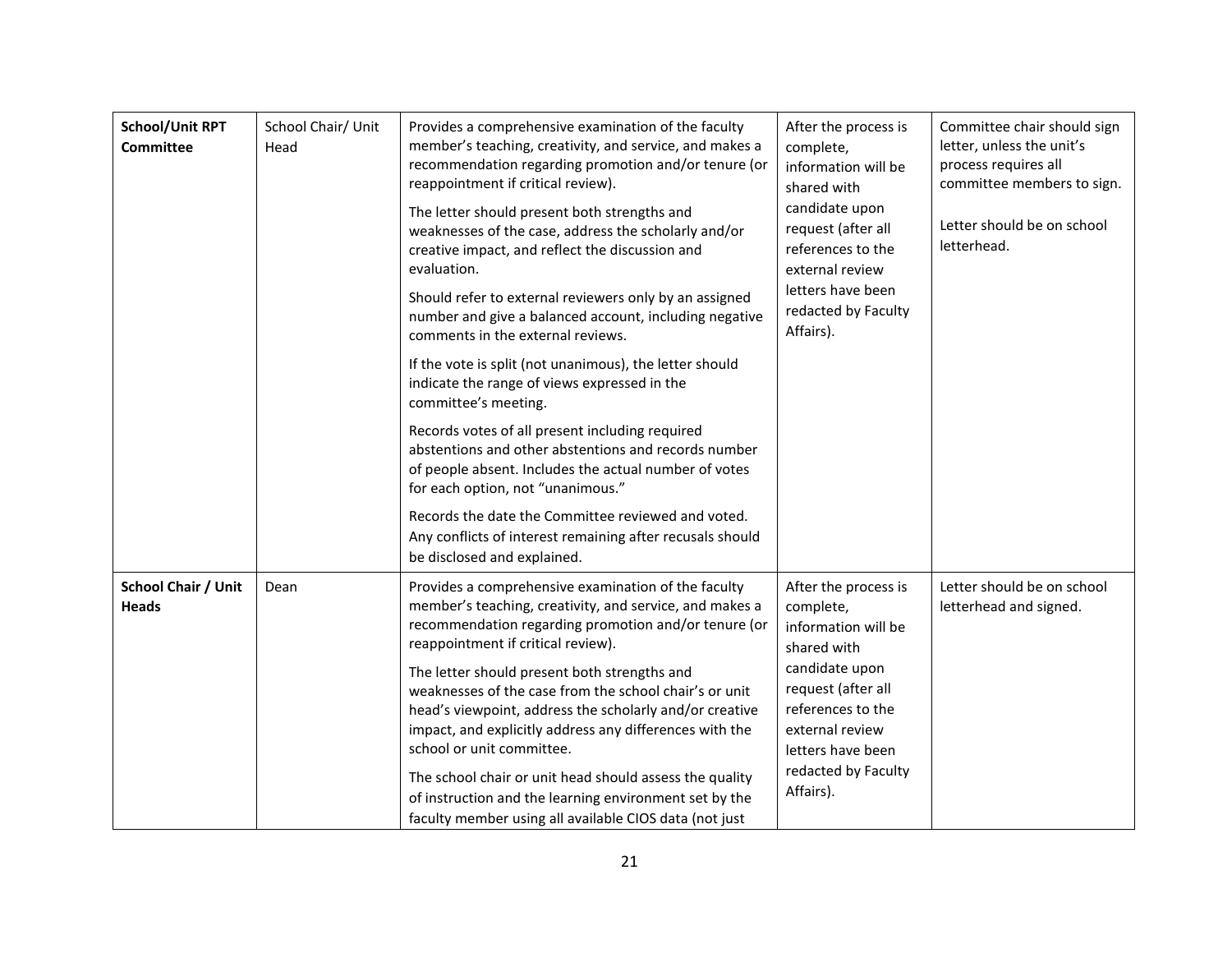| School/Unit RPT Committee | School Chair/ Unit Head | Provides a comprehensive examination of the faculty member's teaching, creativity, and service, and makes a recommendation regarding promotion and/or tenure (or reappointment if critical review).<br><br>The letter should present both strengths and weaknesses of the case, address the scholarly and/or creative impact, and reflect the discussion and evaluation.<br><br>Should refer to external reviewers only by an assigned number and give a balanced account, including negative comments in the external reviews.<br><br>If the vote is split (not unanimous), the letter should indicate the range of views expressed in the committee's meeting.<br><br>Records votes of all present including required abstentions and other abstentions and records number of people absent. Includes the actual number of votes for each option, not "unanimous."<br><br>Records the date the Committee reviewed and voted. Any conflicts of interest remaining after recusals should be disclosed and explained. | After the process is complete, information will be shared with candidate upon request (after all references to the external review letters have been redacted by Faculty Affairs). | Committee chair should sign letter, unless the unit's process requires all committee members to sign.<br><br>Letter should be on school letterhead. |
|---|---|---|---|---|
| **School Chair / Unit Heads** | Dean | Provides a comprehensive examination of the faculty member's teaching, creativity, and service, and makes a recommendation regarding promotion and/or tenure (or reappointment if critical review).<br><br>The letter should present both strengths and weaknesses of the case from the school chair's or unit head's viewpoint, address the scholarly and/or creative impact, and explicitly address any differences with the school or unit committee.<br><br>The school chair or unit head should assess the quality of instruction and the learning environment set by the faculty member using all available CIOS data (not just | After the process is complete, information will be shared with candidate upon request (after all references to the external review letters have been redacted by Faculty Affairs). | Letter should be on school letterhead and signed. |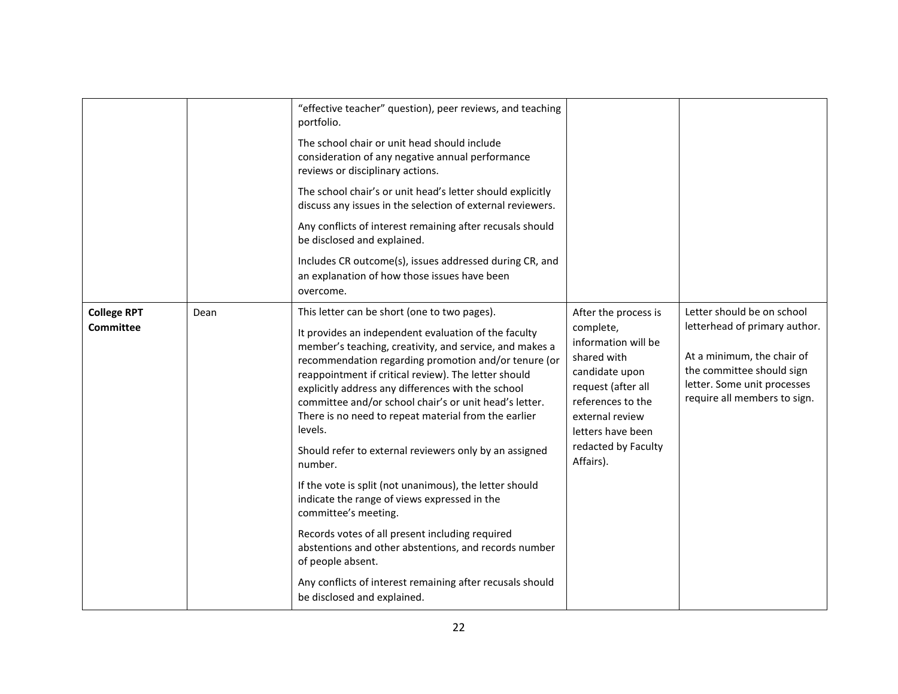| | | | | |
|---|---|---|---|---|
| | | "effective teacher" question), peer reviews, and teaching portfolio.<br><br>The school chair or unit head should include consideration of any negative annual performance reviews or disciplinary actions.<br><br>The school chair's or unit head's letter should explicitly discuss any issues in the selection of external reviewers.<br><br>Any conflicts of interest remaining after recusals should be disclosed and explained.<br><br>Includes CR outcome(s), issues addressed during CR, and an explanation of how those issues have been overcome. | | |
| **College RPT Committee** | Dean | This letter can be short (one to two pages).<br><br>It provides an independent evaluation of the faculty member's teaching, creativity, and service, and makes a recommendation regarding promotion and/or tenure (or reappointment if critical review). The letter should explicitly address any differences with the school committee and/or school chair's or unit head's letter. There is no need to repeat material from the earlier levels.<br><br>Should refer to external reviewers only by an assigned number.<br><br>If the vote is split (not unanimous), the letter should indicate the range of views expressed in the committee's meeting.<br><br>Records votes of all present including required abstentions and other abstentions, and records number of people absent.<br><br>Any conflicts of interest remaining after recusals should be disclosed and explained. | After the process is complete, information will be shared with candidate upon request (after all references to the external review letters have been redacted by Faculty Affairs). | Letter should be on school letterhead of primary author.<br><br>At a minimum, the chair of the committee should sign letter. Some unit processes require all members to sign. |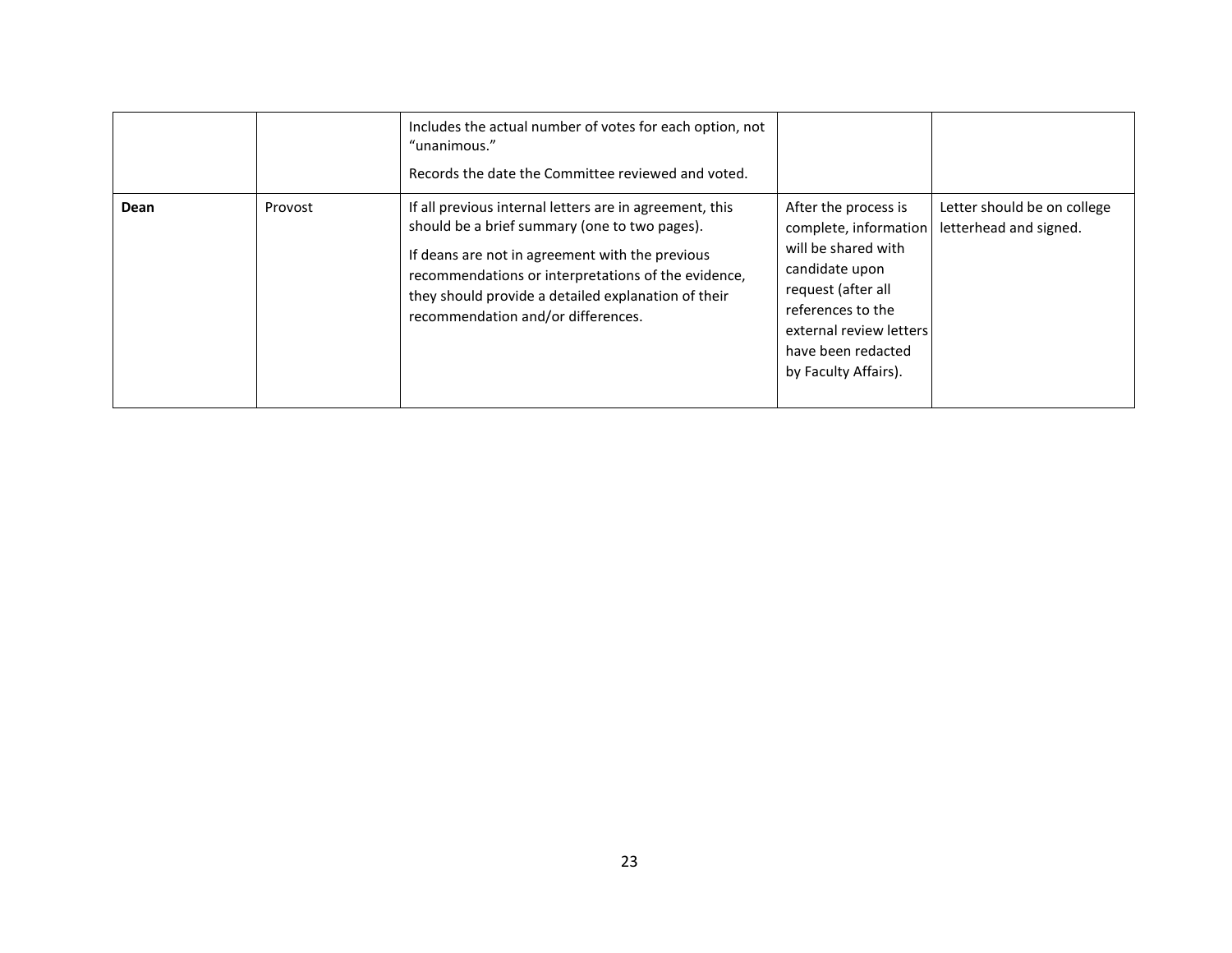| | | | | |
|---|---|---|---|---|
| | | Includes the actual number of votes for each option, not "unanimous."<br><br>Records the date the Committee reviewed and voted. | | |
| **Dean** | Provost | If all previous internal letters are in agreement, this should be a brief summary (one to two pages).<br><br>If deans are not in agreement with the previous recommendations or interpretations of the evidence, they should provide a detailed explanation of their recommendation and/or differences. | After the process is complete, information will be shared with candidate upon request (after all references to the external review letters have been redacted by Faculty Affairs). | Letter should be on college letterhead and signed. |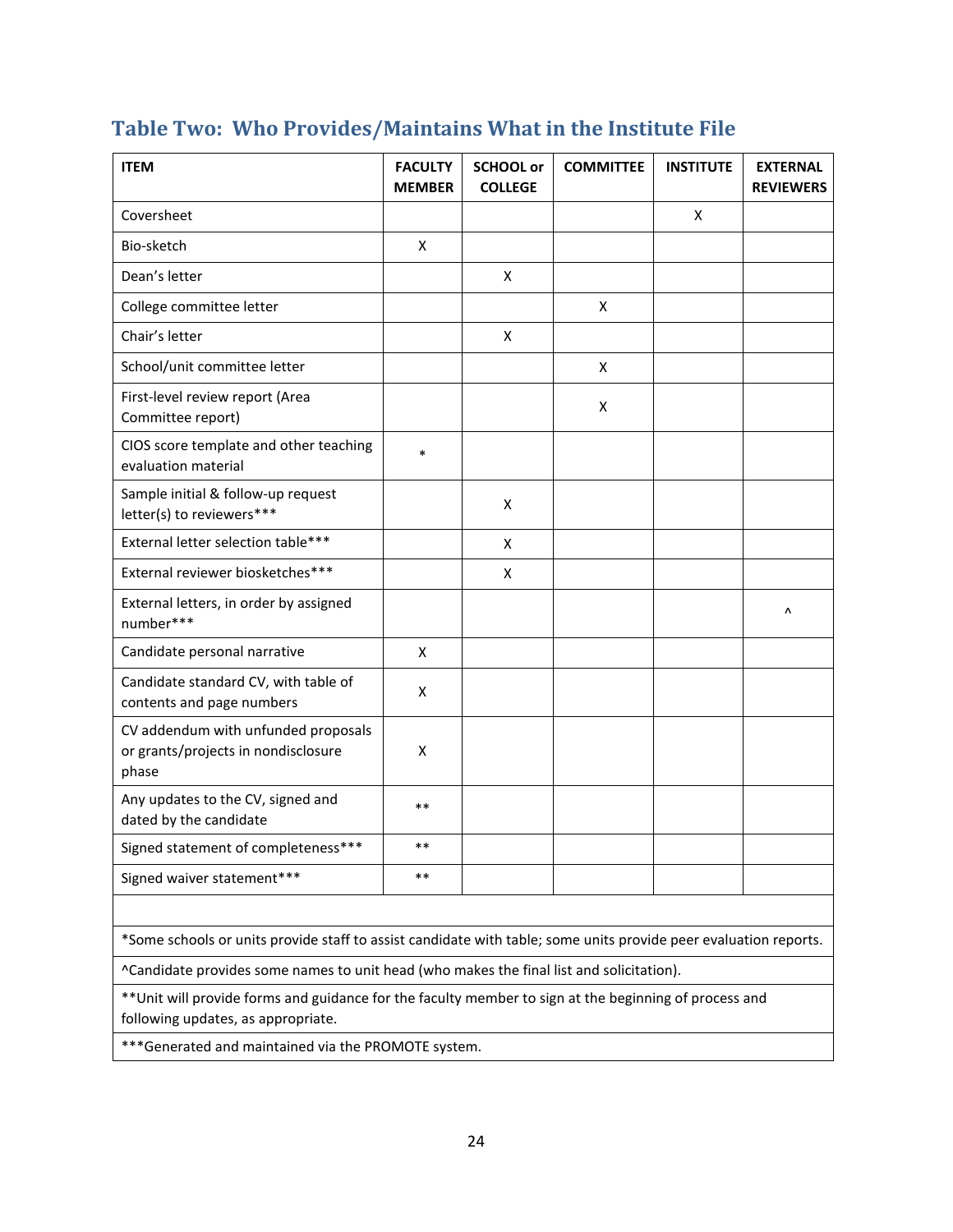## Table Two: Who Provides/Maintains What in the Institute File

| ITEM | FACULTY MEMBER | SCHOOL or COLLEGE | COMMITTEE | INSTITUTE | EXTERNAL REVIEWERS |
|---|---|---|---|---|---|
| Coversheet | | | | X | |
| Bio-sketch | X | | | | |
| Dean's letter | | X | | | |
| College committee letter | | | X | | |
| Chair's letter | | X | | | |
| School/unit committee letter | | | X | | |
| First-level review report (Area Committee report) | | | X | | |
| CIOS score template and other teaching evaluation material | * | | | | |
| Sample initial & follow-up request letter(s) to reviewers*** | | X | | | |
| External letter selection table*** | | X | | | |
| External reviewer biosketches*** | | X | | | |
| External letters, in order by assigned number*** | | | | | ^ |
| Candidate personal narrative | X | | | | |
| Candidate standard CV, with table of contents and page numbers | X | | | | |
| CV addendum with unfunded proposals or grants/projects in nondisclosure phase | X | | | | |
| Any updates to the CV, signed and dated by the candidate | ** | | | | |
| Signed statement of completeness*** | ** | | | | |
| Signed waiver statement*** | ** | | | | |

*Some schools or units provide staff to assist candidate with table; some units provide peer evaluation reports.

^Candidate provides some names to unit head (who makes the final list and solicitation).

**Unit will provide forms and guidance for the faculty member to sign at the beginning of process and following updates, as appropriate.

***Generated and maintained via the PROMOTE system.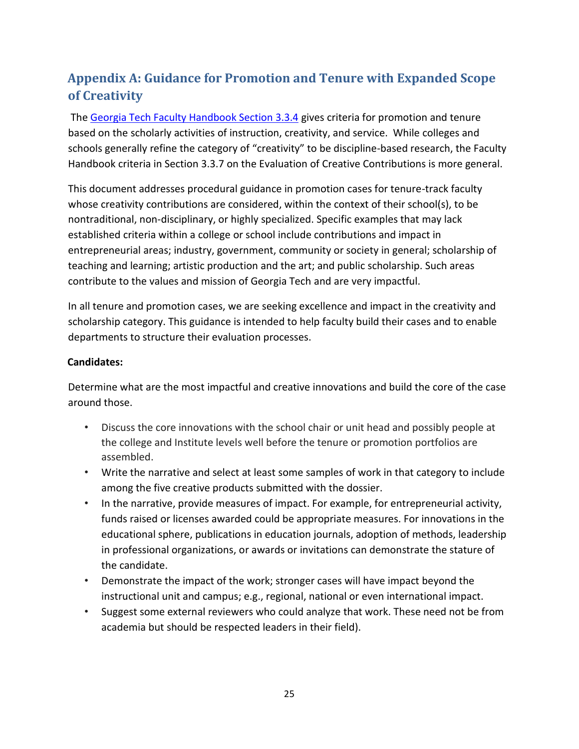## Appendix A: Guidance for Promotion and Tenure with Expanded Scope of Creativity

The [Georgia Tech Faculty Handbook Section 3.3.4](#) gives criteria for promotion and tenure based on the scholarly activities of instruction, creativity, and service. While colleges and schools generally refine the category of "creativity" to be discipline-based research, the Faculty Handbook criteria in Section 3.3.7 on the Evaluation of Creative Contributions is more general.

This document addresses procedural guidance in promotion cases for tenure-track faculty whose creativity contributions are considered, within the context of their school(s), to be nontraditional, non-disciplinary, or highly specialized. Specific examples that may lack established criteria within a college or school include contributions and impact in entrepreneurial areas; industry, government, community or society in general; scholarship of teaching and learning; artistic production and the art; and public scholarship. Such areas contribute to the values and mission of Georgia Tech and are very impactful.

In all tenure and promotion cases, we are seeking excellence and impact in the creativity and scholarship category. This guidance is intended to help faculty build their cases and to enable departments to structure their evaluation processes.

**Candidates:**

Determine what are the most impactful and creative innovations and build the core of the case around those.

- Discuss the core innovations with the school chair or unit head and possibly people at the college and Institute levels well before the tenure or promotion portfolios are assembled.
- Write the narrative and select at least some samples of work in that category to include among the five creative products submitted with the dossier.
- In the narrative, provide measures of impact. For example, for entrepreneurial activity, funds raised or licenses awarded could be appropriate measures. For innovations in the educational sphere, publications in education journals, adoption of methods, leadership in professional organizations, or awards or invitations can demonstrate the stature of the candidate.
- Demonstrate the impact of the work; stronger cases will have impact beyond the instructional unit and campus; e.g., regional, national or even international impact.
- Suggest some external reviewers who could analyze that work. These need not be from academia but should be respected leaders in their field).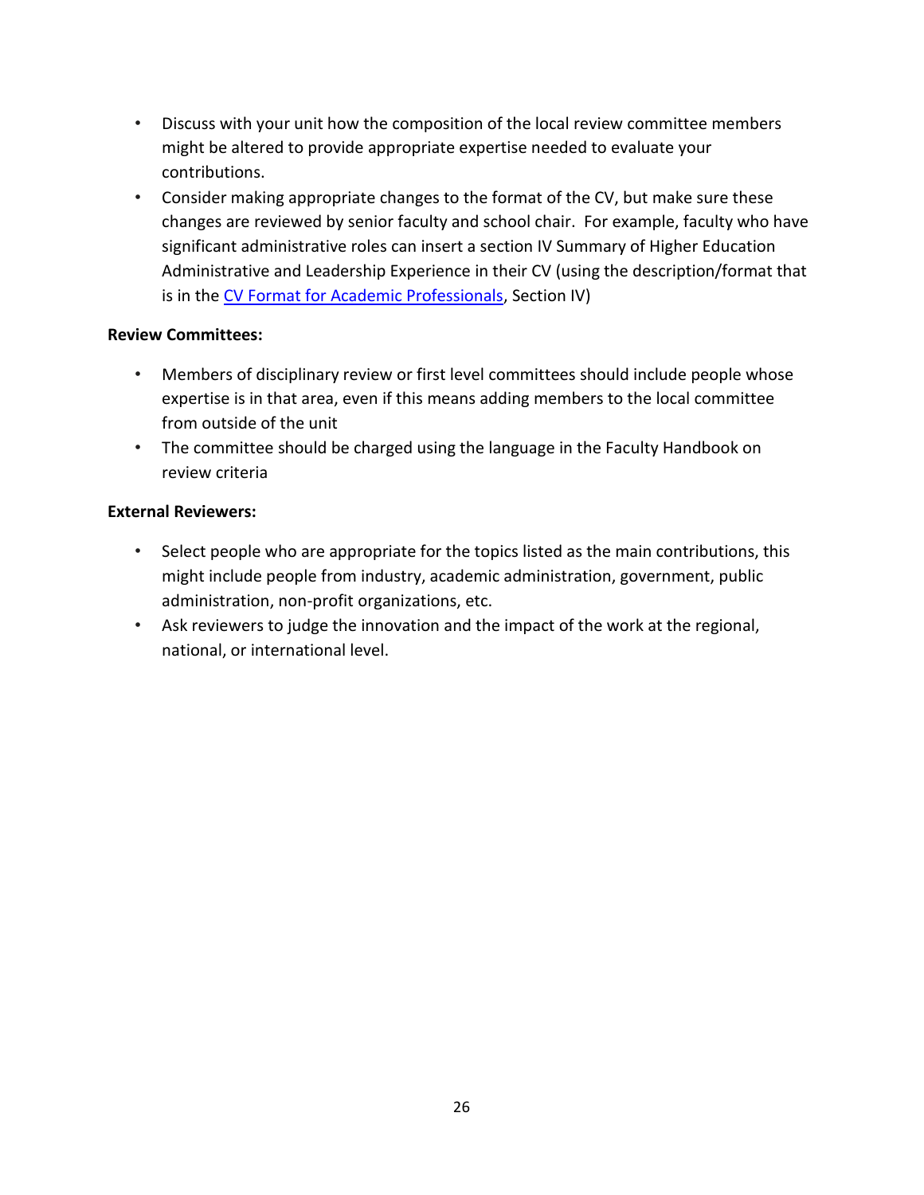- Discuss with your unit how the composition of the local review committee members might be altered to provide appropriate expertise needed to evaluate your contributions.
- Consider making appropriate changes to the format of the CV, but make sure these changes are reviewed by senior faculty and school chair. For example, faculty who have significant administrative roles can insert a section IV Summary of Higher Education Administrative and Leadership Experience in their CV (using the description/format that is in the CV Format for Academic Professionals, Section IV)

**Review Committees:**

- Members of disciplinary review or first level committees should include people whose expertise is in that area, even if this means adding members to the local committee from outside of the unit
- The committee should be charged using the language in the Faculty Handbook on review criteria

**External Reviewers:**

- Select people who are appropriate for the topics listed as the main contributions, this might include people from industry, academic administration, government, public administration, non-profit organizations, etc.
- Ask reviewers to judge the innovation and the impact of the work at the regional, national, or international level.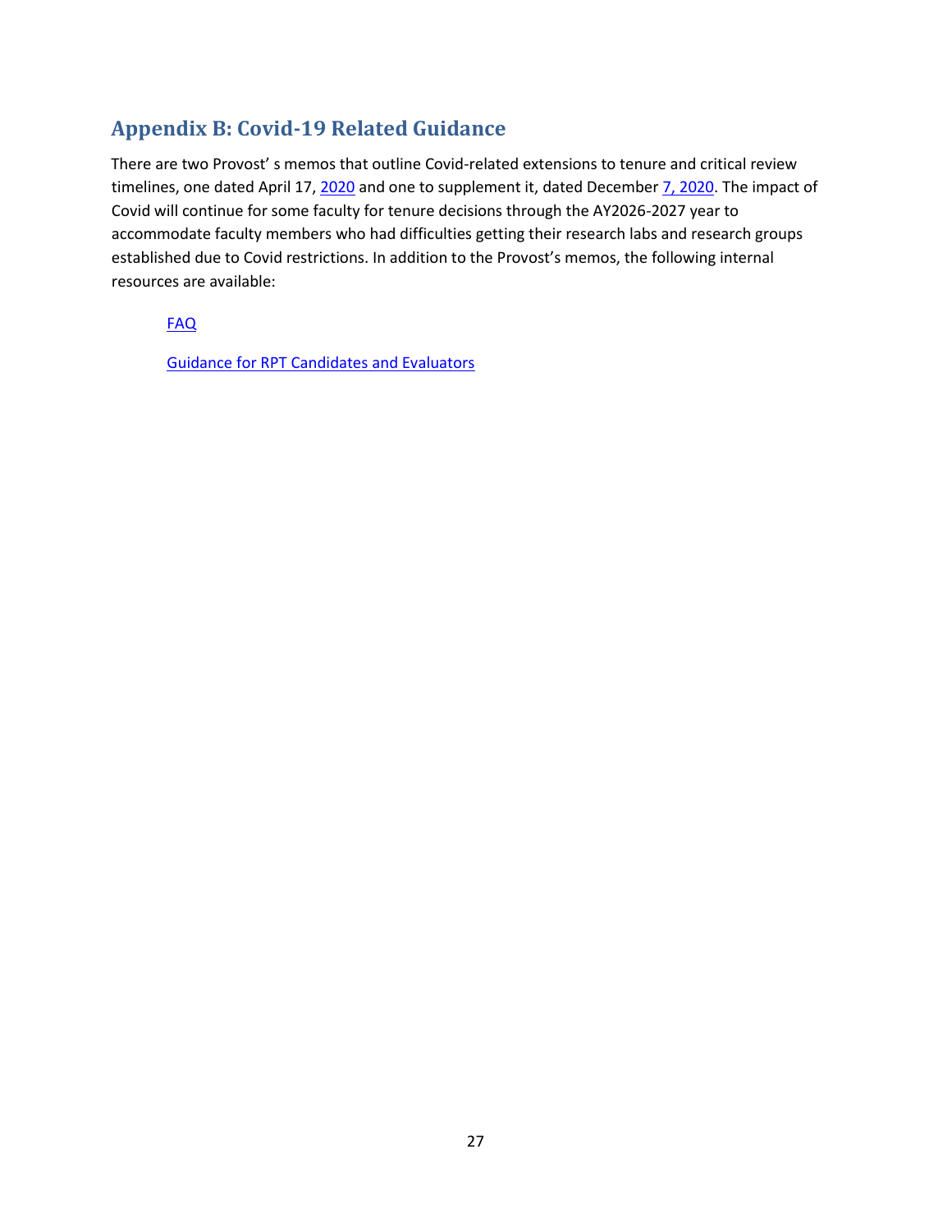## Appendix B: Covid-19 Related Guidance

There are two Provost' s memos that outline Covid-related extensions to tenure and critical review timelines, one dated April 17, 2020 and one to supplement it, dated December 7, 2020. The impact of Covid will continue for some faculty for tenure decisions through the AY2026-2027 year to accommodate faculty members who had difficulties getting their research labs and research groups established due to Covid restrictions. In addition to the Provost's memos, the following internal resources are available:

FAQ

Guidance for RPT Candidates and Evaluators